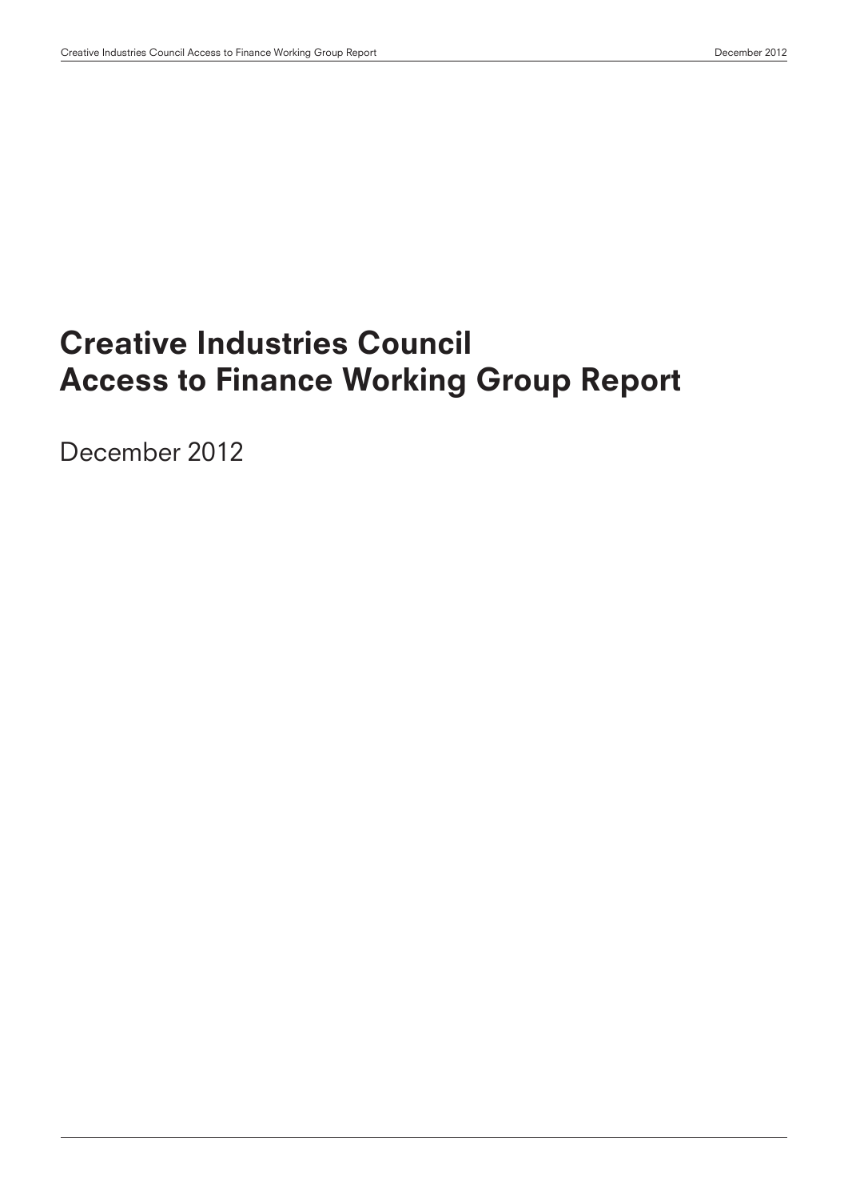# Creative Industries Council
# Access to Finance Working Group Report

December 2012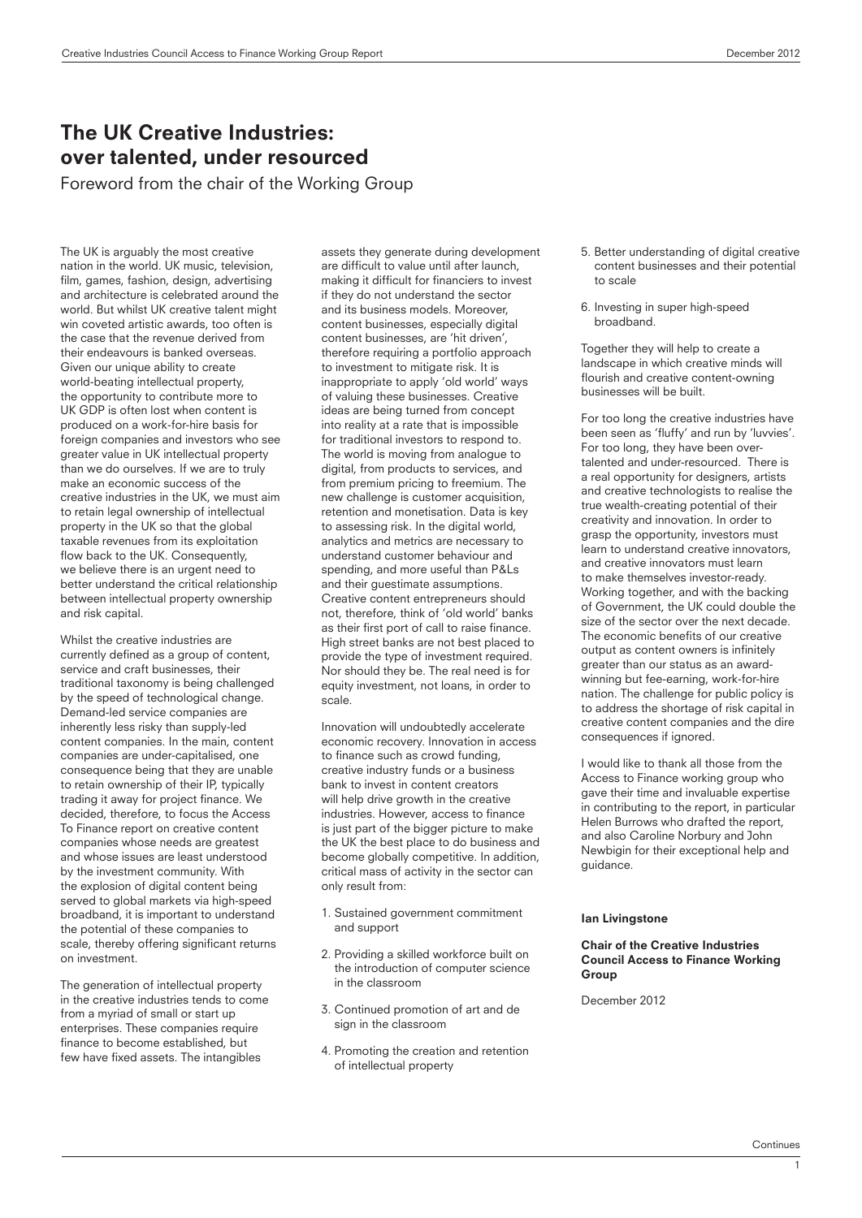# The UK Creative Industries: over talented, under resourced

Foreword from the chair of the Working Group

The UK is arguably the most creative nation in the world. UK music, television, film, games, fashion, design, advertising and architecture is celebrated around the world. But whilst UK creative talent might win coveted artistic awards, too often is the case that the revenue derived from their endeavours is banked overseas. Given our unique ability to create world-beating intellectual property, the opportunity to contribute more to UK GDP is often lost when content is produced on a work-for-hire basis for foreign companies and investors who see greater value in UK intellectual property than we do ourselves. If we are to truly make an economic success of the creative industries in the UK, we must aim to retain legal ownership of intellectual property in the UK so that the global taxable revenues from its exploitation flow back to the UK. Consequently, we believe there is an urgent need to better understand the critical relationship between intellectual property ownership and risk capital.

Whilst the creative industries are currently defined as a group of content, service and craft businesses, their traditional taxonomy is being challenged by the speed of technological change. Demand-led service companies are inherently less risky than supply-led content companies. In the main, content companies are under-capitalised, one consequence being that they are unable to retain ownership of their IP, typically trading it away for project finance. We decided, therefore, to focus the Access To Finance report on creative content companies whose needs are greatest and whose issues are least understood by the investment community. With the explosion of digital content being served to global markets via high-speed broadband, it is important to understand the potential of these companies to scale, thereby offering significant returns on investment.

The generation of intellectual property in the creative industries tends to come from a myriad of small or start up enterprises. These companies require finance to become established, but few have fixed assets. The intangibles assets they generate during development are difficult to value until after launch, making it difficult for financiers to invest if they do not understand the sector and its business models. Moreover, content businesses, especially digital content businesses, are 'hit driven', therefore requiring a portfolio approach to investment to mitigate risk. It is inappropriate to apply 'old world' ways of valuing these businesses. Creative ideas are being turned from concept into reality at a rate that is impossible for traditional investors to respond to. The world is moving from analogue to digital, from products to services, and from premium pricing to freemium. The new challenge is customer acquisition, retention and monetisation. Data is key to assessing risk. In the digital world, analytics and metrics are necessary to understand customer behaviour and spending, and more useful than P&Ls and their guestimate assumptions. Creative content entrepreneurs should not, therefore, think of 'old world' banks as their first port of call to raise finance. High street banks are not best placed to provide the type of investment required. Nor should they be. The real need is for equity investment, not loans, in order to scale.

Innovation will undoubtedly accelerate economic recovery. Innovation in access to finance such as crowd funding, creative industry funds or a business bank to invest in content creators will help drive growth in the creative industries. However, access to finance is just part of the bigger picture to make the UK the best place to do business and become globally competitive. In addition, critical mass of activity in the sector can only result from:

1. Sustained government commitment and support
2. Providing a skilled workforce built on the introduction of computer science in the classroom
3. Continued promotion of art and de sign in the classroom
4. Promoting the creation and retention of intellectual property
5. Better understanding of digital creative content businesses and their potential to scale
6. Investing in super high-speed broadband.

Together they will help to create a landscape in which creative minds will flourish and creative content-owning businesses will be built.

For too long the creative industries have been seen as 'fluffy' and run by 'luvvies'. For too long, they have been over-talented and under-resourced. There is a real opportunity for designers, artists and creative technologists to realise the true wealth-creating potential of their creativity and innovation. In order to grasp the opportunity, investors must learn to understand creative innovators, and creative innovators must learn to make themselves investor-ready. Working together, and with the backing of Government, the UK could double the size of the sector over the next decade. The economic benefits of our creative output as content owners is infinitely greater than our status as an award-winning but fee-earning, work-for-hire nation. The challenge for public policy is to address the shortage of risk capital in creative content companies and the dire consequences if ignored.

I would like to thank all those from the Access to Finance working group who gave their time and invaluable expertise in contributing to the report, in particular Helen Burrows who drafted the report, and also Caroline Norbury and John Newbigin for their exceptional help and guidance.

**Ian Livingstone**

**Chair of the Creative Industries Council Access to Finance Working Group**

December 2012

Continues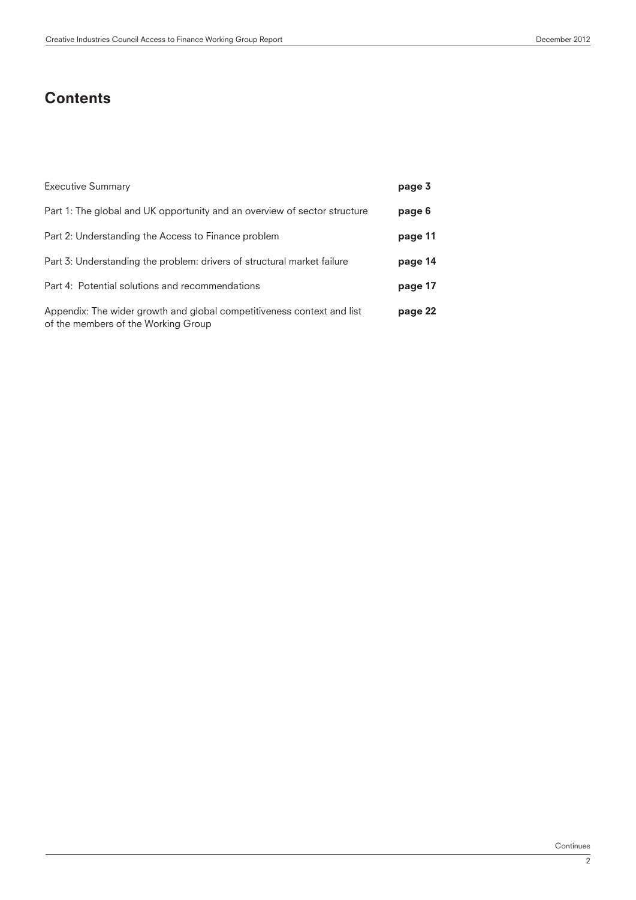## Contents

| | |
|---|---|
| Executive Summary | **page 3** |
| Part 1: The global and UK opportunity and an overview of sector structure | **page 6** |
| Part 2: Understanding the Access to Finance problem | **page 11** |
| Part 3: Understanding the problem: drivers of structural market failure | **page 14** |
| Part 4: Potential solutions and recommendations | **page 17** |
| Appendix: The wider growth and global competitiveness context and list of the members of the Working Group | **page 22** |

Continues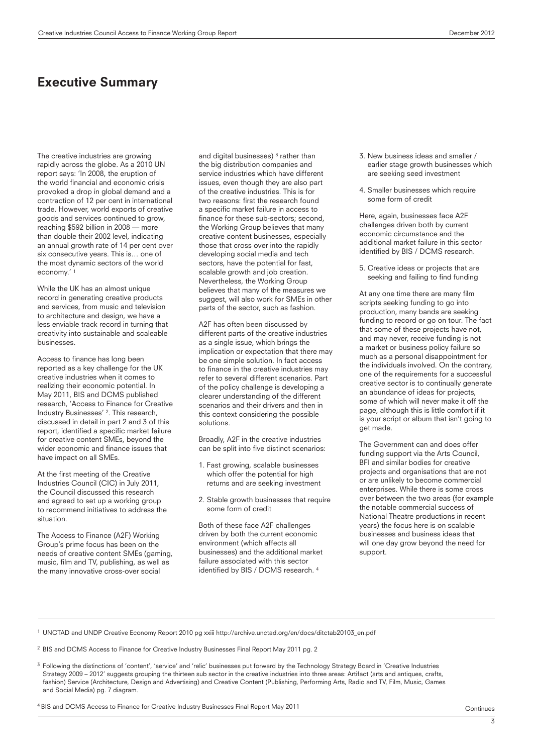# Executive Summary

The creative industries are growing rapidly across the globe. As a 2010 UN report says: 'In 2008, the eruption of the world financial and economic crisis provoked a drop in global demand and a contraction of 12 per cent in international trade. However, world exports of creative goods and services continued to grow, reaching $592 billion in 2008 — more than double their 2002 level, indicating an annual growth rate of 14 per cent over six consecutive years. This is… one of the most dynamic sectors of the world economy.' [1]

While the UK has an almost unique record in generating creative products and services, from music and television to architecture and design, we have a less enviable track record in turning that creativity into sustainable and scaleable businesses.

Access to finance has long been reported as a key challenge for the UK creative industries when it comes to realizing their economic potential. In May 2011, BIS and DCMS published research, 'Access to Finance for Creative Industry Businesses' [2]. This research, discussed in detail in part 2 and 3 of this report, identified a specific market failure for creative content SMEs, beyond the wider economic and finance issues that have impact on all SMEs.

At the first meeting of the Creative Industries Council (CIC) in July 2011, the Council discussed this research and agreed to set up a working group to recommend initiatives to address the situation.

The Access to Finance (A2F) Working Group's prime focus has been on the needs of creative content SMEs (gaming, music, film and TV, publishing, as well as the many innovative cross-over social and digital businesses) [3] rather than the big distribution companies and service industries which have different issues, even though they are also part of the creative industries. This is for two reasons: first the research found a specific market failure in access to finance for these sub-sectors; second, the Working Group believes that many creative content businesses, especially those that cross over into the rapidly developing social media and tech sectors, have the potential for fast, scalable growth and job creation. Nevertheless, the Working Group believes that many of the measures we suggest, will also work for SMEs in other parts of the sector, such as fashion.

A2F has often been discussed by different parts of the creative industries as a single issue, which brings the implication or expectation that there may be one simple solution. In fact access to finance in the creative industries may refer to several different scenarios. Part of the policy challenge is developing a clearer understanding of the different scenarios and their drivers and then in this context considering the possible solutions.

Broadly, A2F in the creative industries can be split into five distinct scenarios:

1. Fast growing, scalable businesses which offer the potential for high returns and are seeking investment
2. Stable growth businesses that require some form of credit

Both of these face A2F challenges driven by both the current economic environment (which affects all businesses) and the additional market failure associated with this sector identified by BIS / DCMS research. [4]

3. New business ideas and smaller / earlier stage growth businesses which are seeking seed investment
4. Smaller businesses which require some form of credit

Here, again, businesses face A2F challenges driven both by current economic circumstance and the additional market failure in this sector identified by BIS / DCMS research.

5. Creative ideas or projects that are seeking and failing to find funding

At any one time there are many film scripts seeking funding to go into production, many bands are seeking funding to record or go on tour. The fact that some of these projects have not, and may never, receive funding is not a market or business policy failure so much as a personal disappointment for the individuals involved. On the contrary, one of the requirements for a successful creative sector is to continually generate an abundance of ideas for projects, some of which will never make it off the page, although this is little comfort if it is your script or album that isn't going to get made.

The Government can and does offer funding support via the Arts Council, BFI and similar bodies for creative projects and organisations that are not or are unlikely to become commercial enterprises. While there is some cross over between the two areas (for example the notable commercial success of National Theatre productions in recent years) the focus here is on scalable businesses and business ideas that will one day grow beyond the need for support.

---

[1] UNCTAD and UNDP Creative Economy Report 2010 pg xxiii http://archive.unctad.org/en/docs/ditctab20103_en.pdf

[2] BIS and DCMS Access to Finance for Creative Industry Businesses Final Report May 2011 pg. 2

[3] Following the distinctions of 'content', 'service' and 'relic' businesses put forward by the Technology Strategy Board in 'Creative Industries Strategy 2009 – 2012' suggests grouping the thirteen sub sector in the creative industries into three areas: Artifact (arts and antiques, crafts, fashion) Service (Architecture, Design and Advertising) and Creative Content (Publishing, Performing Arts, Radio and TV, Film, Music, Games and Social Media) pg. 7 diagram.

[4] BIS and DCMS Access to Finance for Creative Industry Businesses Final Report May 2011

Continues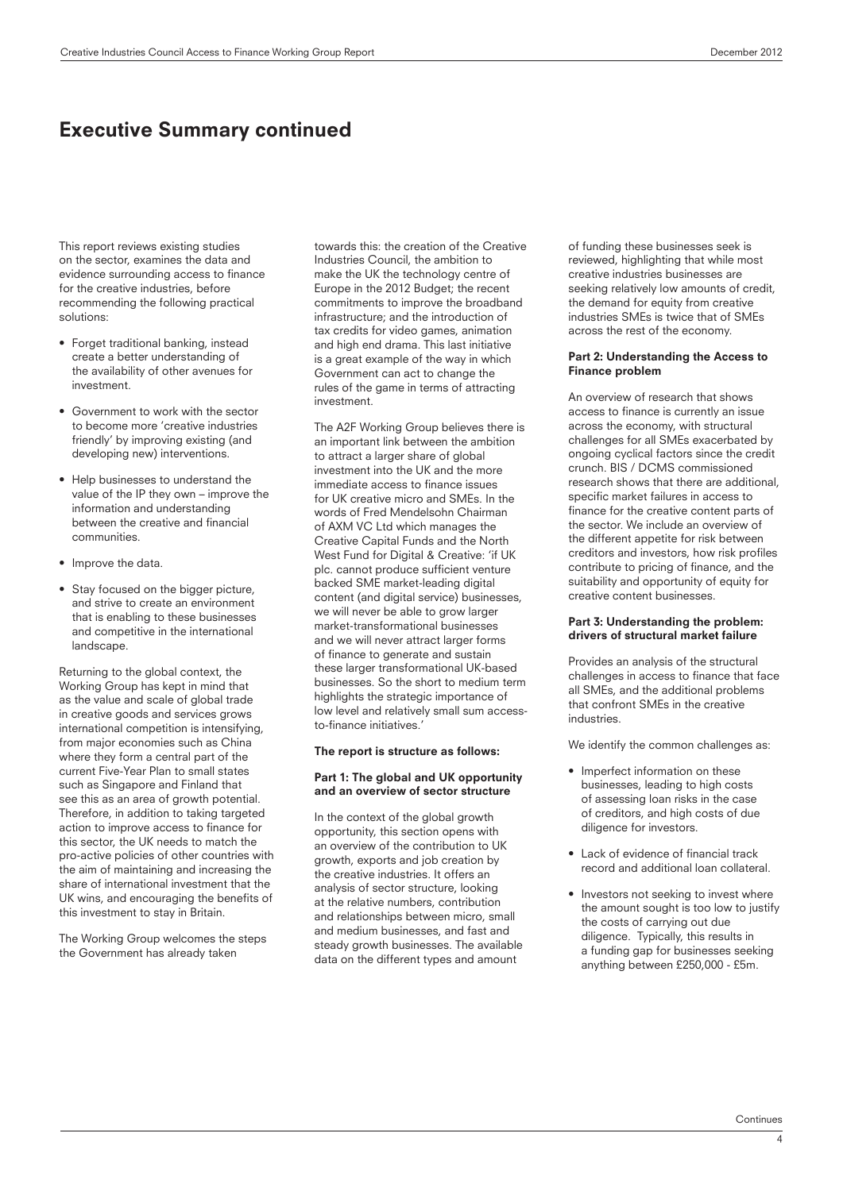## Executive Summary continued

This report reviews existing studies on the sector, examines the data and evidence surrounding access to finance for the creative industries, before recommending the following practical solutions:

- Forget traditional banking, instead create a better understanding of the availability of other avenues for investment.
- Government to work with the sector to become more 'creative industries friendly' by improving existing (and developing new) interventions.
- Help businesses to understand the value of the IP they own – improve the information and understanding between the creative and financial communities.
- Improve the data.
- Stay focused on the bigger picture, and strive to create an environment that is enabling to these businesses and competitive in the international landscape.

Returning to the global context, the Working Group has kept in mind that as the value and scale of global trade in creative goods and services grows international competition is intensifying, from major economies such as China where they form a central part of the current Five-Year Plan to small states such as Singapore and Finland that see this as an area of growth potential. Therefore, in addition to taking targeted action to improve access to finance for this sector, the UK needs to match the pro-active policies of other countries with the aim of maintaining and increasing the share of international investment that the UK wins, and encouraging the benefits of this investment to stay in Britain.

The Working Group welcomes the steps the Government has already taken towards this: the creation of the Creative Industries Council, the ambition to make the UK the technology centre of Europe in the 2012 Budget; the recent commitments to improve the broadband infrastructure; and the introduction of tax credits for video games, animation and high end drama. This last initiative is a great example of the way in which Government can act to change the rules of the game in terms of attracting investment.

The A2F Working Group believes there is an important link between the ambition to attract a larger share of global investment into the UK and the more immediate access to finance issues for UK creative micro and SMEs. In the words of Fred Mendelsohn Chairman of AXM VC Ltd which manages the Creative Capital Funds and the North West Fund for Digital & Creative: 'if UK plc. cannot produce sufficient venture backed SME market-leading digital content (and digital service) businesses, we will never be able to grow larger market-transformational businesses and we will never attract larger forms of finance to generate and sustain these larger transformational UK-based businesses. So the short to medium term highlights the strategic importance of low level and relatively small sum access-to-finance initiatives.'

**The report is structure as follows:**

**Part 1: The global and UK opportunity and an overview of sector structure**

In the context of the global growth opportunity, this section opens with an overview of the contribution to UK growth, exports and job creation by the creative industries. It offers an analysis of sector structure, looking at the relative numbers, contribution and relationships between micro, small and medium businesses, and fast and steady growth businesses. The available data on the different types and amount of funding these businesses seek is reviewed, highlighting that while most creative industries businesses are seeking relatively low amounts of credit, the demand for equity from creative industries SMEs is twice that of SMEs across the rest of the economy.

**Part 2: Understanding the Access to Finance problem**

An overview of research that shows access to finance is currently an issue across the economy, with structural challenges for all SMEs exacerbated by ongoing cyclical factors since the credit crunch. BIS / DCMS commissioned research shows that there are additional, specific market failures in access to finance for the creative content parts of the sector. We include an overview of the different appetite for risk between creditors and investors, how risk profiles contribute to pricing of finance, and the suitability and opportunity of equity for creative content businesses.

**Part 3: Understanding the problem: drivers of structural market failure**

Provides an analysis of the structural challenges in access to finance that face all SMEs, and the additional problems that confront SMEs in the creative industries.

We identify the common challenges as:

- Imperfect information on these businesses, leading to high costs of assessing loan risks in the case of creditors, and high costs of due diligence for investors.
- Lack of evidence of financial track record and additional loan collateral.
- Investors not seeking to invest where the amount sought is too low to justify the costs of carrying out due diligence. Typically, this results in a funding gap for businesses seeking anything between £250,000 - £5m.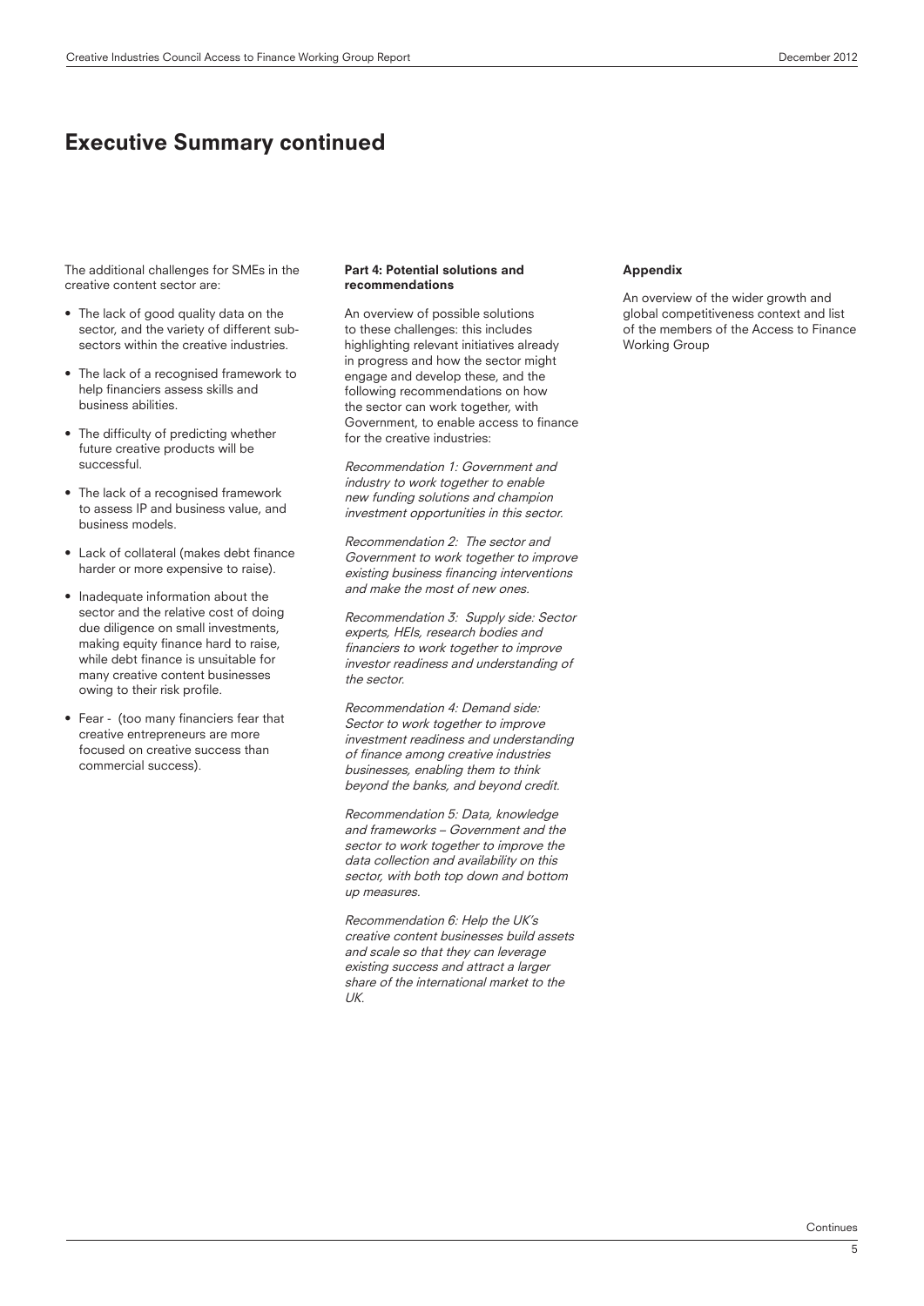## Executive Summary continued

The additional challenges for SMEs in the creative content sector are:

- The lack of good quality data on the sector, and the variety of different sub-sectors within the creative industries.
- The lack of a recognised framework to help financiers assess skills and business abilities.
- The difficulty of predicting whether future creative products will be successful.
- The lack of a recognised framework to assess IP and business value, and business models.
- Lack of collateral (makes debt finance harder or more expensive to raise).
- Inadequate information about the sector and the relative cost of doing due diligence on small investments, making equity finance hard to raise, while debt finance is unsuitable for many creative content businesses owing to their risk profile.
- Fear - (too many financiers fear that creative entrepreneurs are more focused on creative success than commercial success).

**Part 4: Potential solutions and recommendations**

An overview of possible solutions to these challenges: this includes highlighting relevant initiatives already in progress and how the sector might engage and develop these, and the following recommendations on how the sector can work together, with Government, to enable access to finance for the creative industries:

*Recommendation 1: Government and industry to work together to enable new funding solutions and champion investment opportunities in this sector.*

*Recommendation 2: The sector and Government to work together to improve existing business financing interventions and make the most of new ones.*

*Recommendation 3: Supply side: Sector experts, HEIs, research bodies and financiers to work together to improve investor readiness and understanding of the sector.*

*Recommendation 4: Demand side: Sector to work together to improve investment readiness and understanding of finance among creative industries businesses, enabling them to think beyond the banks, and beyond credit.*

*Recommendation 5: Data, knowledge and frameworks – Government and the sector to work together to improve the data collection and availability on this sector, with both top down and bottom up measures.*

*Recommendation 6: Help the UK's creative content businesses build assets and scale so that they can leverage existing success and attract a larger share of the international market to the UK.*

**Appendix**

An overview of the wider growth and global competitiveness context and list of the members of the Access to Finance Working Group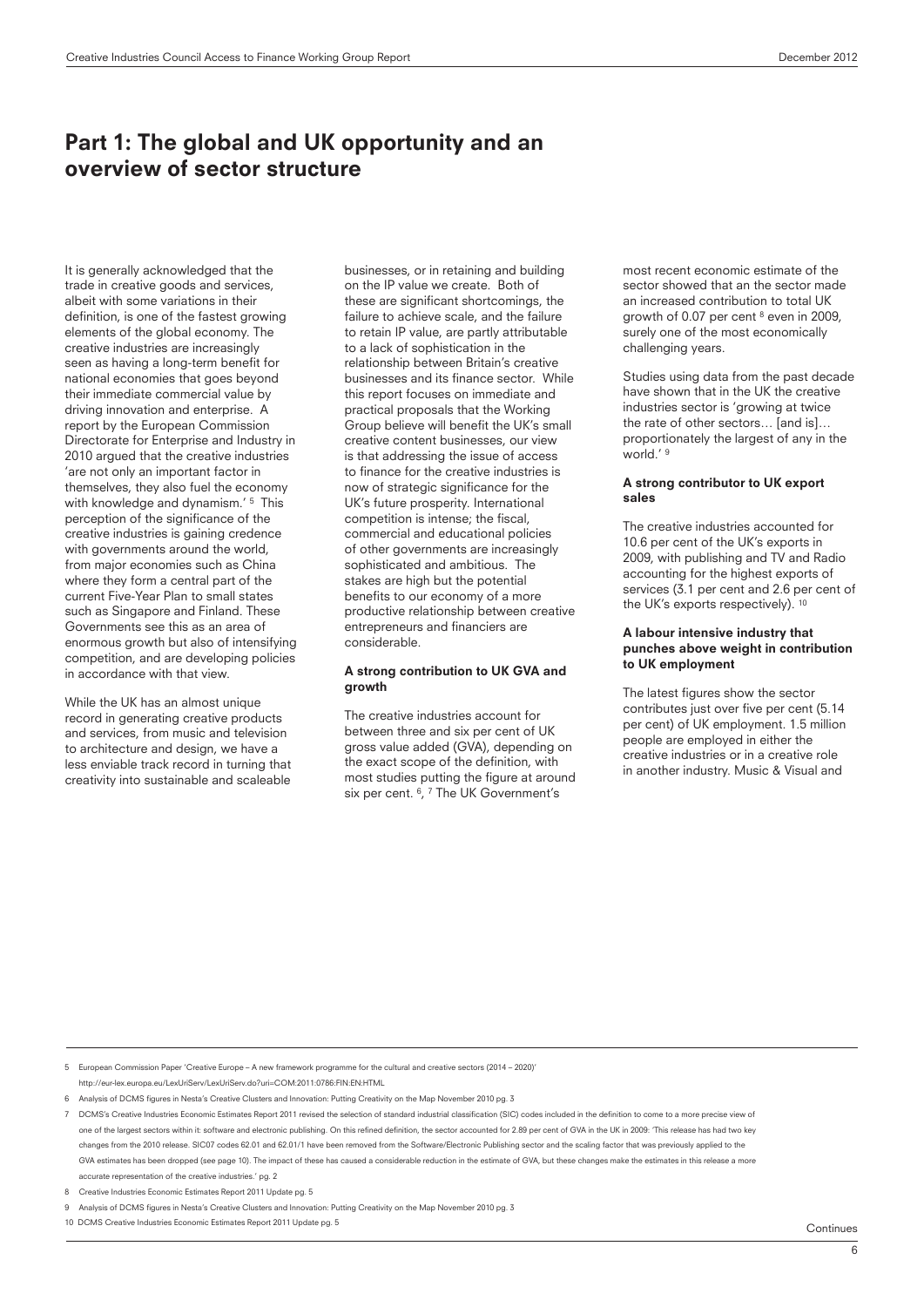## Part 1: The global and UK opportunity and an overview of sector structure

It is generally acknowledged that the trade in creative goods and services, albeit with some variations in their definition, is one of the fastest growing elements of the global economy. The creative industries are increasingly seen as having a long-term benefit for national economies that goes beyond their immediate commercial value by driving innovation and enterprise. A report by the European Commission Directorate for Enterprise and Industry in 2010 argued that the creative industries 'are not only an important factor in themselves, they also fuel the economy with knowledge and dynamism.' [5] This perception of the significance of the creative industries is gaining credence with governments around the world, from major economies such as China where they form a central part of the current Five-Year Plan to small states such as Singapore and Finland. These Governments see this as an area of enormous growth but also of intensifying competition, and are developing policies in accordance with that view.

While the UK has an almost unique record in generating creative products and services, from music and television to architecture and design, we have a less enviable track record in turning that creativity into sustainable and scaleable businesses, or in retaining and building on the IP value we create. Both of these are significant shortcomings, the failure to achieve scale, and the failure to retain IP value, are partly attributable to a lack of sophistication in the relationship between Britain's creative businesses and its finance sector. While this report focuses on immediate and practical proposals that the Working Group believe will benefit the UK's small creative content businesses, our view is that addressing the issue of access to finance for the creative industries is now of strategic significance for the UK's future prosperity. International competition is intense; the fiscal, commercial and educational policies of other governments are increasingly sophisticated and ambitious. The stakes are high but the potential benefits to our economy of a more productive relationship between creative entrepreneurs and financiers are considerable.

#### A strong contribution to UK GVA and growth

The creative industries account for between three and six per cent of UK gross value added (GVA), depending on the exact scope of the definition, with most studies putting the figure at around six per cent. [6], [7] The UK Government's most recent economic estimate of the sector showed that an the sector made an increased contribution to total UK growth of 0.07 per cent [8] even in 2009, surely one of the most economically challenging years.

Studies using data from the past decade have shown that in the UK the creative industries sector is 'growing at twice the rate of other sectors… [and is]… proportionately the largest of any in the world.' [9]

#### A strong contributor to UK export sales

The creative industries accounted for 10.6 per cent of the UK's exports in 2009, with publishing and TV and Radio accounting for the highest exports of services (3.1 per cent and 2.6 per cent of the UK's exports respectively). [10]

#### A labour intensive industry that punches above weight in contribution to UK employment

The latest figures show the sector contributes just over five per cent (5.14 per cent) of UK employment. 1.5 million people are employed in either the creative industries or in a creative role in another industry. Music & Visual and

---

5 European Commission Paper 'Creative Europe – A new framework programme for the cultural and creative sectors (2014 – 2020)' http://eur-lex.europa.eu/LexUriServ/LexUriServ.do?uri=COM:2011:0786:FIN:EN:HTML

6 Analysis of DCMS figures in Nesta's Creative Clusters and Innovation: Putting Creativity on the Map November 2010 pg. 3

7 DCMS's Creative Industries Economic Estimates Report 2011 revised the selection of standard industrial classification (SIC) codes included in the definition to come to a more precise view of one of the largest sectors within it: software and electronic publishing. On this refined definition, the sector accounted for 2.89 per cent of GVA in the UK in 2009: 'This release has had two key changes from the 2010 release. SIC07 codes 62.01 and 62.01/1 have been removed from the Software/Electronic Publishing sector and the scaling factor that was previously applied to the GVA estimates has been dropped (see page 10). The impact of these has caused a considerable reduction in the estimate of GVA, but these changes make the estimates in this release a more accurate representation of the creative industries.' pg. 2

8 Creative Industries Economic Estimates Report 2011 Update pg. 5

9 Analysis of DCMS figures in Nesta's Creative Clusters and Innovation: Putting Creativity on the Map November 2010 pg. 3

10 DCMS Creative Industries Economic Estimates Report 2011 Update pg. 5

Continues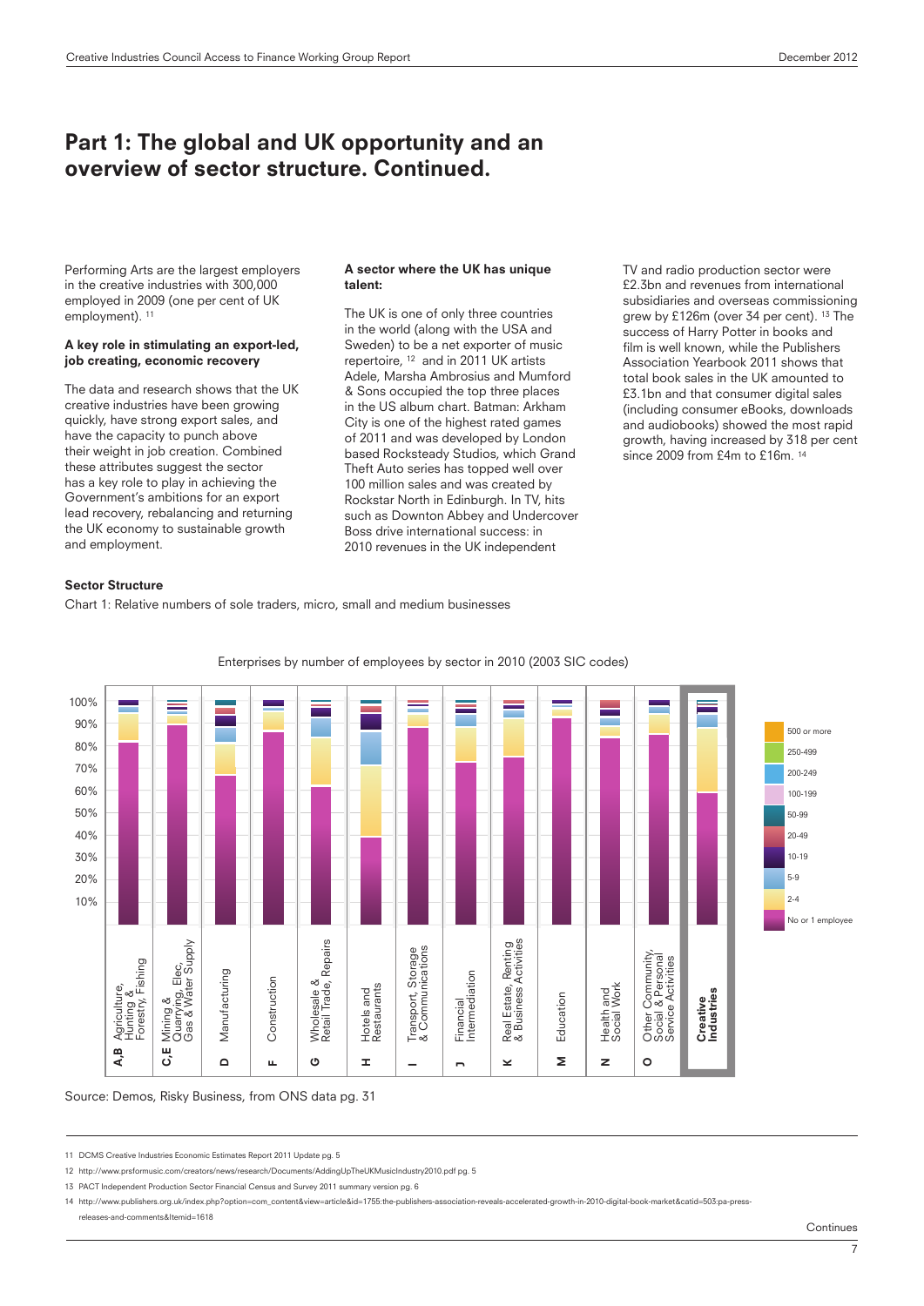## Part 1: The global and UK opportunity and an overview of sector structure. Continued.

Performing Arts are the largest employers in the creative industries with 300,000 employed in 2009 (one per cent of UK employment). [11]

### A key role in stimulating an export-led, job creating, economic recovery

The data and research shows that the UK creative industries have been growing quickly, have strong export sales, and have the capacity to punch above their weight in job creation. Combined these attributes suggest the sector has a key role to play in achieving the Government's ambitions for an export lead recovery, rebalancing and returning the UK economy to sustainable growth and employment.

### A sector where the UK has unique talent:

The UK is one of only three countries in the world (along with the USA and Sweden) to be a net exporter of music repertoire, [12] and in 2011 UK artists Adele, Marsha Ambrosius and Mumford & Sons occupied the top three places in the US album chart. Batman: Arkham City is one of the highest rated games of 2011 and was developed by London based Rocksteady Studios, which Grand Theft Auto series has topped well over 100 million sales and was created by Rockstar North in Edinburgh. In TV, hits such as Downton Abbey and Undercover Boss drive international success: in 2010 revenues in the UK independent TV and radio production sector were £2.3bn and revenues from international subsidiaries and overseas commissioning grew by £126m (over 34 per cent). [13] The success of Harry Potter in books and film is well known, while the Publishers Association Yearbook 2011 shows that total book sales in the UK amounted to £3.1bn and that consumer digital sales (including consumer eBooks, downloads and audiobooks) showed the most rapid growth, having increased by 318 per cent since 2009 from £4m to £16m. [14]

### Sector Structure

Chart 1: Relative numbers of sole traders, micro, small and medium businesses

Enterprises by number of employees by sector in 2010 (2003 SIC codes)

Source: Demos, Risky Business, from ONS data pg. 31

---

11 DCMS Creative Industries Economic Estimates Report 2011 Update pg. 5

12 http://www.prsformusic.com/creators/news/research/Documents/AddingUpTheUKMusicIndustry2010.pdf pg. 5

13 PACT Independent Production Sector Financial Census and Survey 2011 summary version pg. 6

14 http://www.publishers.org.uk/index.php?option=com_content&view=article&id=1755:the-publishers-association-reveals-accelerated-growth-in-2010-digital-book-market&catid=503:pa-press-releases-and-comments&Itemid=1618

Continues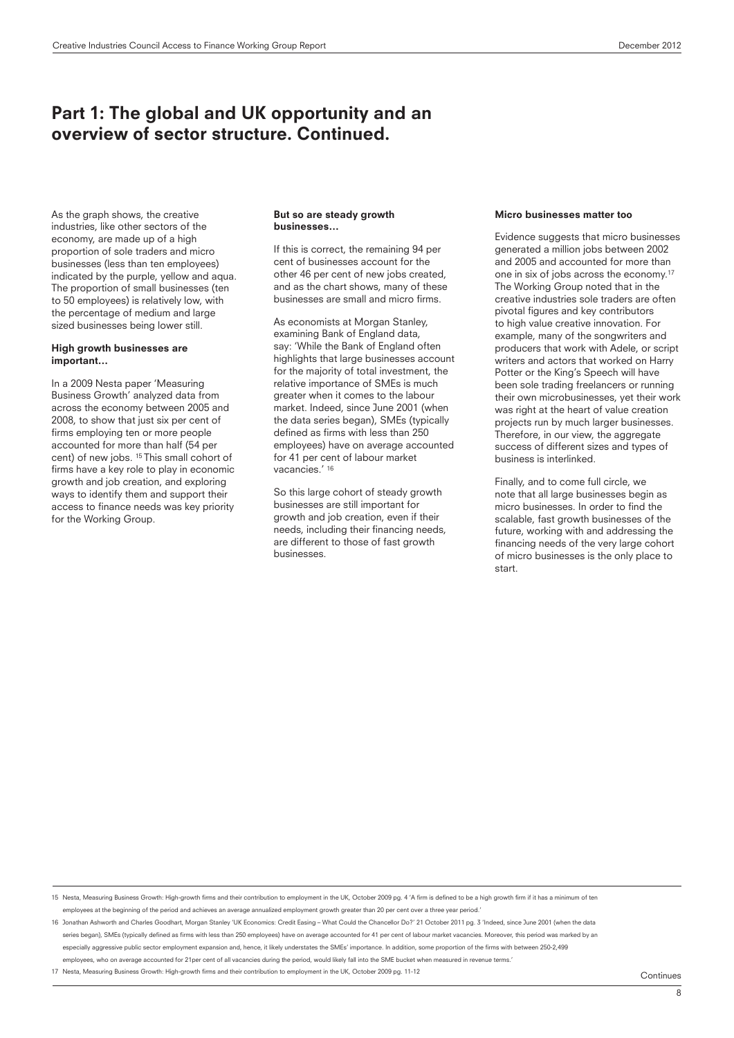## Part 1: The global and UK opportunity and an overview of sector structure. Continued.

As the graph shows, the creative industries, like other sectors of the economy, are made up of a high proportion of sole traders and micro businesses (less than ten employees) indicated by the purple, yellow and aqua. The proportion of small businesses (ten to 50 employees) is relatively low, with the percentage of medium and large sized businesses being lower still.

**High growth businesses are important…**

In a 2009 Nesta paper 'Measuring Business Growth' analyzed data from across the economy between 2005 and 2008, to show that just six per cent of firms employing ten or more people accounted for more than half (54 per cent) of new jobs. [15] This small cohort of firms have a key role to play in economic growth and job creation, and exploring ways to identify them and support their access to finance needs was key priority for the Working Group.

**But so are steady growth businesses…**

If this is correct, the remaining 94 per cent of businesses account for the other 46 per cent of new jobs created, and as the chart shows, many of these businesses are small and micro firms.

As economists at Morgan Stanley, examining Bank of England data, say: 'While the Bank of England often highlights that large businesses account for the majority of total investment, the relative importance of SMEs is much greater when it comes to the labour market. Indeed, since June 2001 (when the data series began), SMEs (typically defined as firms with less than 250 employees) have on average accounted for 41 per cent of labour market vacancies.' [16]

So this large cohort of steady growth businesses are still important for growth and job creation, even if their needs, including their financing needs, are different to those of fast growth businesses.

**Micro businesses matter too**

Evidence suggests that micro businesses generated a million jobs between 2002 and 2005 and accounted for more than one in six of jobs across the economy.[17] The Working Group noted that in the creative industries sole traders are often pivotal figures and key contributors to high value creative innovation. For example, many of the songwriters and producers that work with Adele, or script writers and actors that worked on Harry Potter or the King's Speech will have been sole trading freelancers or running their own microbusinesses, yet their work was right at the heart of value creation projects run by much larger businesses. Therefore, in our view, the aggregate success of different sizes and types of business is interlinked.

Finally, and to come full circle, we note that all large businesses begin as micro businesses. In order to find the scalable, fast growth businesses of the future, working with and addressing the financing needs of the very large cohort of micro businesses is the only place to start.

---

15 Nesta, Measuring Business Growth: High-growth firms and their contribution to employment in the UK, October 2009 pg. 4 'A firm is defined to be a high growth firm if it has a minimum of ten employees at the beginning of the period and achieves an average annualized employment growth greater than 20 per cent over a three year period.'

16 Jonathan Ashworth and Charles Goodhart, Morgan Stanley 'UK Economics: Credit Easing – What Could the Chancellor Do?' 21 October 2011 pg. 3 'Indeed, since June 2001 (when the data series began), SMEs (typically defined as firms with less than 250 employees) have on average accounted for 41 per cent of labour market vacancies. Moreover, this period was marked by an especially aggressive public sector employment expansion and, hence, it likely understates the SMEs' importance. In addition, some proportion of the firms with between 250-2,499 employees, who on average accounted for 21per cent of all vacancies during the period, would likely fall into the SME bucket when measured in revenue terms.'

17 Nesta, Measuring Business Growth: High-growth firms and their contribution to employment in the UK, October 2009 pg. 11-12

Continues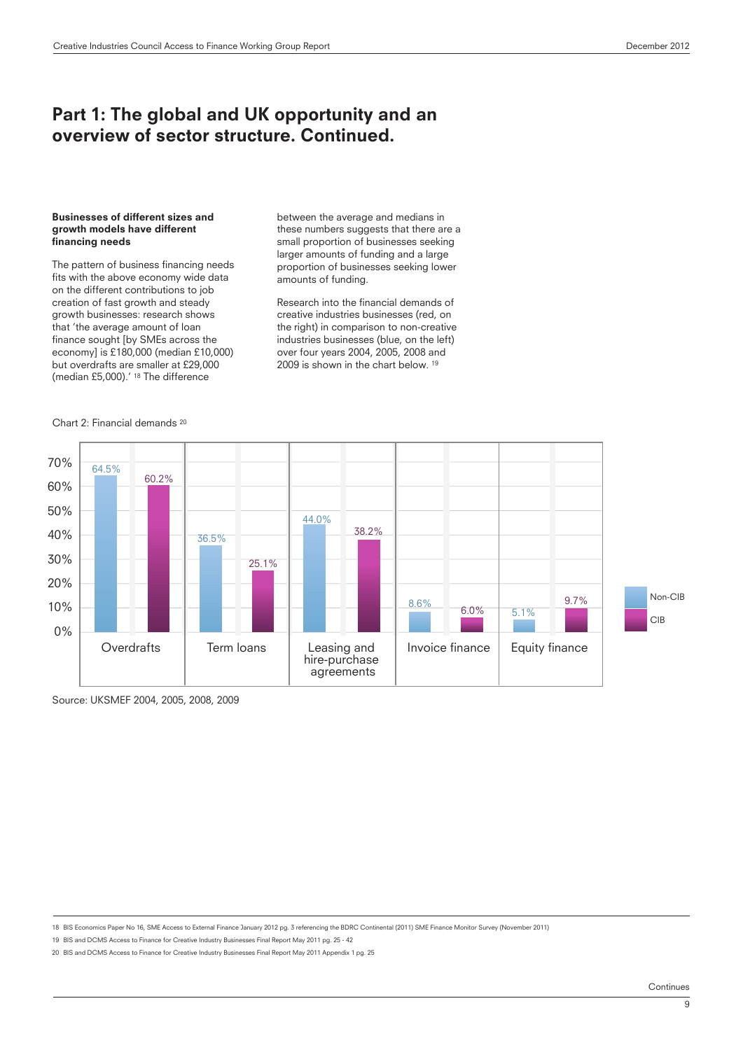# Part 1: The global and UK opportunity and an overview of sector structure. Continued.

**Businesses of different sizes and growth models have different financing needs**

The pattern of business financing needs fits with the above economy wide data on the different contributions to job creation of fast growth and steady growth businesses: research shows that 'the average amount of loan finance sought [by SMEs across the economy] is £180,000 (median £10,000) but overdrafts are smaller at £29,000 (median £5,000).' [18] The difference between the average and medians in these numbers suggests that there are a small proportion of businesses seeking larger amounts of funding and a large proportion of businesses seeking lower amounts of funding.

Research into the financial demands of creative industries businesses (red, on the right) in comparison to non-creative industries businesses (blue, on the left) over four years 2004, 2005, 2008 and 2009 is shown in the chart below. [19]

Chart 2: Financial demands [20]

| | Non-CIB | CIB |
|---|---|---|
| Overdrafts | 64.5% | 60.2% |
| Term loans | 36.5% | 25.1% |
| Leasing and hire-purchase agreements | 44.0% | 38.2% |
| Invoice finance | 8.6% | 6.0% |
| Equity finance | 5.1% | 9.7% |

Source: UKSMEF 2004, 2005, 2008, 2009

18 BIS Economics Paper No 16, SME Access to External Finance January 2012 pg. 3 referencing the BDRC Continental (2011) SME Finance Monitor Survey (November 2011)

19 BIS and DCMS Access to Finance for Creative Industry Businesses Final Report May 2011 pg. 25 - 42

20 BIS and DCMS Access to Finance for Creative Industry Businesses Final Report May 2011 Appendix 1 pg. 25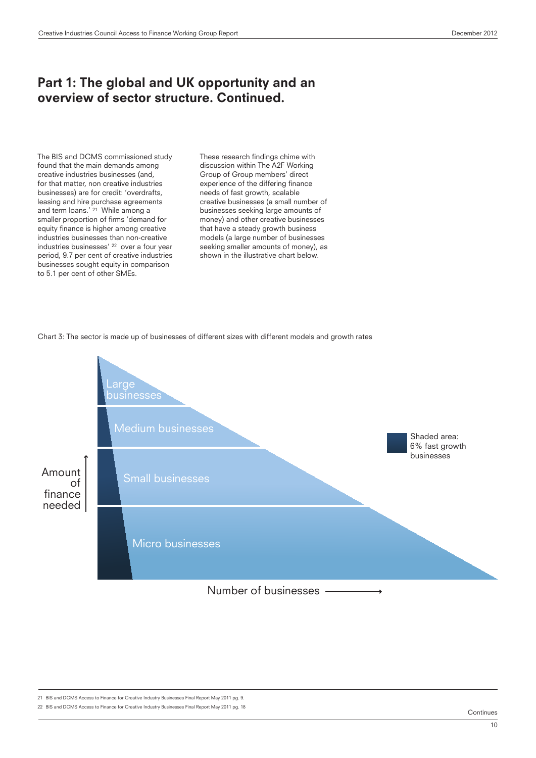# Part 1: The global and UK opportunity and an overview of sector structure. Continued.

The BIS and DCMS commissioned study found that the main demands among creative industries businesses (and, for that matter, non creative industries businesses) are for credit: 'overdrafts, leasing and hire purchase agreements and term loans.' [21] While among a smaller proportion of firms 'demand for equity finance is higher among creative industries businesses than non-creative industries businesses' [22] over a four year period, 9.7 per cent of creative industries businesses sought equity in comparison to 5.1 per cent of other SMEs.

These research findings chime with discussion within The A2F Working Group of Group members' direct experience of the differing finance needs of fast growth, scalable creative businesses (a small number of businesses seeking large amounts of money) and other creative businesses that have a steady growth business models (a large number of businesses seeking smaller amounts of money), as shown in the illustrative chart below.

Chart 3: The sector is made up of businesses of different sizes with different models and growth rates

Large businesses

Medium businesses

Small businesses

Micro businesses

Amount of finance needed

Number of businesses

Shaded area: 6% fast growth businesses

21 BIS and DCMS Access to Finance for Creative Industry Businesses Final Report May 2011 pg. 9.

22 BIS and DCMS Access to Finance for Creative Industry Businesses Final Report May 2011 pg. 18

Continues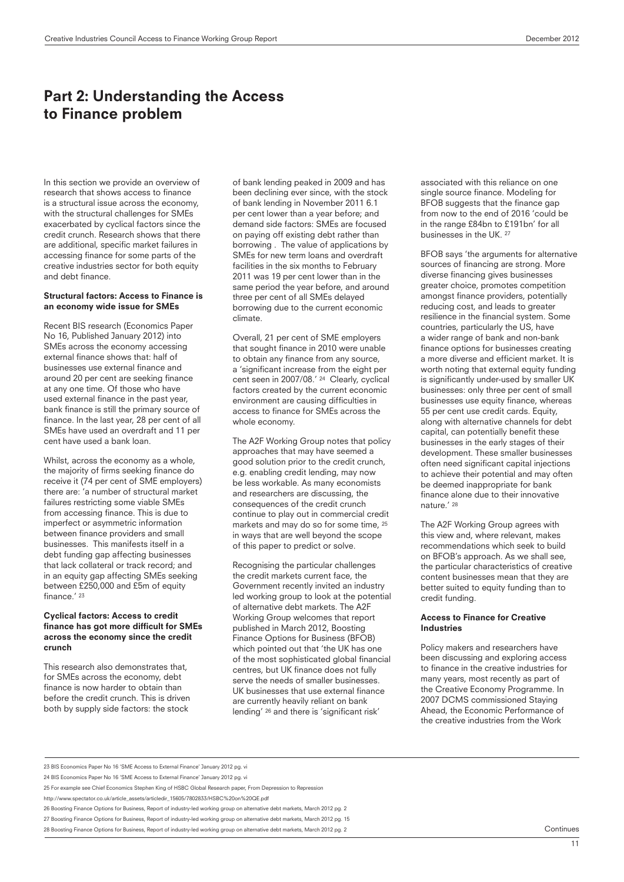# Part 2: Understanding the Access to Finance problem

In this section we provide an overview of research that shows access to finance is a structural issue across the economy, with the structural challenges for SMEs exacerbated by cyclical factors since the credit crunch. Research shows that there are additional, specific market failures in accessing finance for some parts of the creative industries sector for both equity and debt finance.

**Structural factors: Access to Finance is an economy wide issue for SMEs**

Recent BIS research (Economics Paper No 16, Published January 2012) into SMEs across the economy accessing external finance shows that: half of businesses use external finance and around 20 per cent are seeking finance at any one time. Of those who have used external finance in the past year, bank finance is still the primary source of finance. In the last year, 28 per cent of all SMEs have used an overdraft and 11 per cent have used a bank loan.

Whilst, across the economy as a whole, the majority of firms seeking finance do receive it (74 per cent of SME employers) there are: 'a number of structural market failures restricting some viable SMEs from accessing finance. This is due to imperfect or asymmetric information between finance providers and small businesses. This manifests itself in a debt funding gap affecting businesses that lack collateral or track record; and in an equity gap affecting SMEs seeking between £250,000 and £5m of equity finance.' [23]

**Cyclical factors: Access to credit finance has got more difficult for SMEs across the economy since the credit crunch**

This research also demonstrates that, for SMEs across the economy, debt finance is now harder to obtain than before the credit crunch. This is driven both by supply side factors: the stock of bank lending peaked in 2009 and has been declining ever since, with the stock of bank lending in November 2011 6.1 per cent lower than a year before; and demand side factors: SMEs are focused on paying off existing debt rather than borrowing . The value of applications by SMEs for new term loans and overdraft facilities in the six months to February 2011 was 19 per cent lower than in the same period the year before, and around three per cent of all SMEs delayed borrowing due to the current economic climate.

Overall, 21 per cent of SME employers that sought finance in 2010 were unable to obtain any finance from any source, a 'significant increase from the eight per cent seen in 2007/08.' [24] Clearly, cyclical factors created by the current economic environment are causing difficulties in access to finance for SMEs across the whole economy.

The A2F Working Group notes that policy approaches that may have seemed a good solution prior to the credit crunch, e.g. enabling credit lending, may now be less workable. As many economists and researchers are discussing, the consequences of the credit crunch continue to play out in commercial credit markets and may do so for some time, [25] in ways that are well beyond the scope of this paper to predict or solve.

Recognising the particular challenges the credit markets current face, the Government recently invited an industry led working group to look at the potential of alternative debt markets. The A2F Working Group welcomes that report published in March 2012, Boosting Finance Options for Business (BFOB) which pointed out that 'the UK has one of the most sophisticated global financial centres, but UK finance does not fully serve the needs of smaller businesses. UK businesses that use external finance are currently heavily reliant on bank lending' [26] and there is 'significant risk' associated with this reliance on one single source finance. Modeling for BFOB suggests that the finance gap from now to the end of 2016 'could be in the range £84bn to £191bn' for all businesses in the UK. [27]

BFOB says 'the arguments for alternative sources of financing are strong. More diverse financing gives businesses greater choice, promotes competition amongst finance providers, potentially reducing cost, and leads to greater resilience in the financial system. Some countries, particularly the US, have a wider range of bank and non-bank finance options for businesses creating a more diverse and efficient market. It is worth noting that external equity funding is significantly under-used by smaller UK businesses: only three per cent of small businesses use equity finance, whereas 55 per cent use credit cards. Equity, along with alternative channels for debt capital, can potentially benefit these businesses in the early stages of their development. These smaller businesses often need significant capital injections to achieve their potential and may often be deemed inappropriate for bank finance alone due to their innovative nature.' [28]

The A2F Working Group agrees with this view and, where relevant, makes recommendations which seek to build on BFOB's approach. As we shall see, the particular characteristics of creative content businesses mean that they are better suited to equity funding than to credit funding.

**Access to Finance for Creative Industries**

Policy makers and researchers have been discussing and exploring access to finance in the creative industries for many years, most recently as part of the Creative Economy Programme. In 2007 DCMS commissioned Staying Ahead, the Economic Performance of the creative industries from the Work

---

23 BIS Economics Paper No 16 'SME Access to External Finance' January 2012 pg. vi

24 BIS Economics Paper No 16 'SME Access to External Finance' January 2012 pg. vi

25 For example see Chief Economics Stephen King of HSBC Global Research paper, From Depression to Repression http://www.spectator.co.uk/article_assets/articledir_15605/7802833/HSBC%20on%20QE.pdf

26 Boosting Finance Options for Business, Report of industry-led working group on alternative debt markets, March 2012 pg. 2

27 Boosting Finance Options for Business, Report of industry-led working group on alternative debt markets, March 2012 pg. 15

28 Boosting Finance Options for Business, Report of industry-led working group on alternative debt markets, March 2012 pg. 2

Continues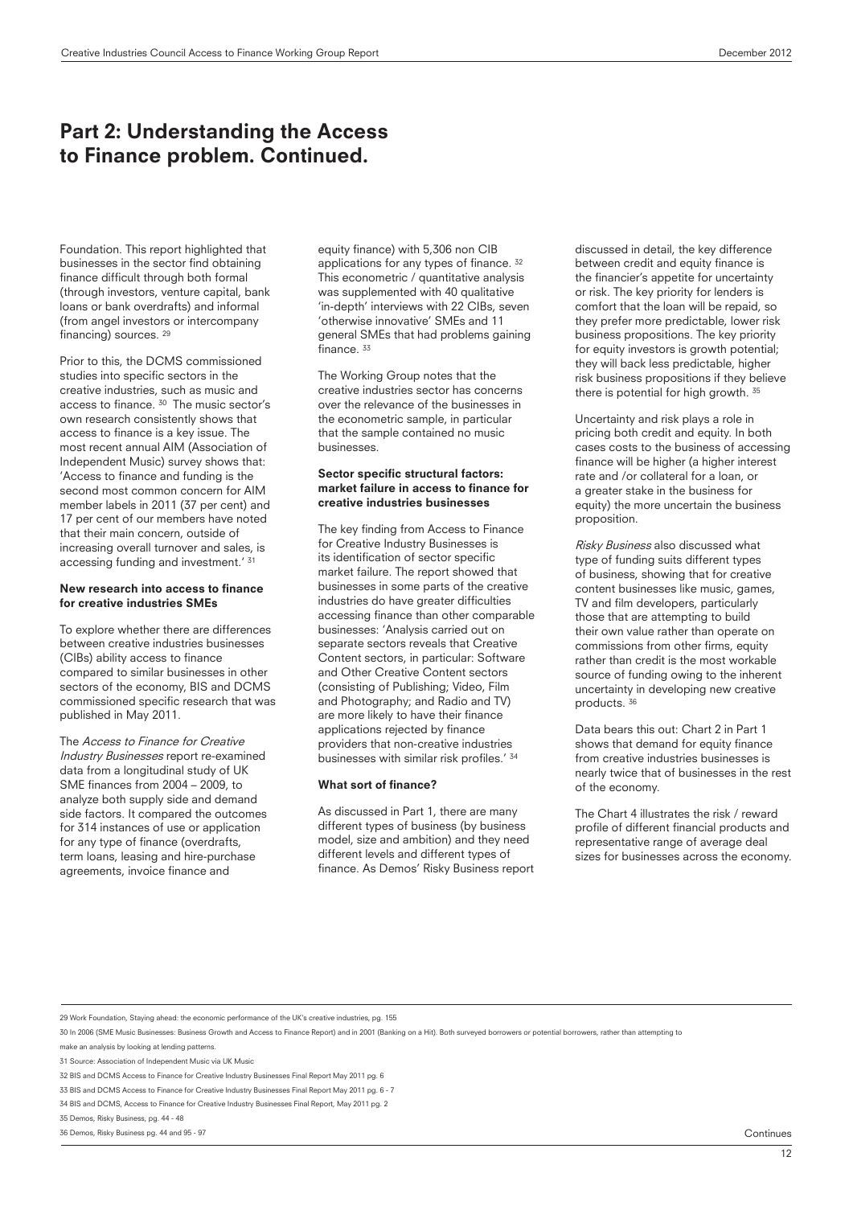## Part 2: Understanding the Access to Finance problem. Continued.

Foundation. This report highlighted that businesses in the sector find obtaining finance difficult through both formal (through investors, venture capital, bank loans or bank overdrafts) and informal (from angel investors or intercompany financing) sources. [29]

Prior to this, the DCMS commissioned studies into specific sectors in the creative industries, such as music and access to finance. [30] The music sector's own research consistently shows that access to finance is a key issue. The most recent annual AIM (Association of Independent Music) survey shows that: 'Access to finance and funding is the second most common concern for AIM member labels in 2011 (37 per cent) and 17 per cent of our members have noted that their main concern, outside of increasing overall turnover and sales, is accessing funding and investment.' [31]

**New research into access to finance for creative industries SMEs**

To explore whether there are differences between creative industries businesses (CIBs) ability access to finance compared to similar businesses in other sectors of the economy, BIS and DCMS commissioned specific research that was published in May 2011.

The *Access to Finance for Creative Industry Businesses* report re-examined data from a longitudinal study of UK SME finances from 2004 – 2009, to analyze both supply side and demand side factors. It compared the outcomes for 314 instances of use or application for any type of finance (overdrafts, term loans, leasing and hire-purchase agreements, invoice finance and equity finance) with 5,306 non CIB applications for any types of finance. [32] This econometric / quantitative analysis was supplemented with 40 qualitative 'in-depth' interviews with 22 CIBs, seven 'otherwise innovative' SMEs and 11 general SMEs that had problems gaining finance. [33]

The Working Group notes that the creative industries sector has concerns over the relevance of the businesses in the econometric sample, in particular that the sample contained no music businesses.

**Sector specific structural factors: market failure in access to finance for creative industries businesses**

The key finding from Access to Finance for Creative Industry Businesses is its identification of sector specific market failure. The report showed that businesses in some parts of the creative industries do have greater difficulties accessing finance than other comparable businesses: 'Analysis carried out on separate sectors reveals that Creative Content sectors, in particular: Software and Other Creative Content sectors (consisting of Publishing; Video, Film and Photography; and Radio and TV) are more likely to have their finance applications rejected by finance providers that non-creative industries businesses with similar risk profiles.' [34]

**What sort of finance?**

As discussed in Part 1, there are many different types of business (by business model, size and ambition) and they need different levels and different types of finance. As Demos' Risky Business report discussed in detail, the key difference between credit and equity finance is the financier's appetite for uncertainty or risk. The key priority for lenders is comfort that the loan will be repaid, so they prefer more predictable, lower risk business propositions. The key priority for equity investors is growth potential; they will back less predictable, higher risk business propositions if they believe there is potential for high growth. [35]

Uncertainty and risk plays a role in pricing both credit and equity. In both cases costs to the business of accessing finance will be higher (a higher interest rate and /or collateral for a loan, or a greater stake in the business for equity) the more uncertain the business proposition.

*Risky Business* also discussed what type of funding suits different types of business, showing that for creative content businesses like music, games, TV and film developers, particularly those that are attempting to build their own value rather than operate on commissions from other firms, equity rather than credit is the most workable source of funding owing to the inherent uncertainty in developing new creative products. [36]

Data bears this out: Chart 2 in Part 1 shows that demand for equity finance from creative industries businesses is nearly twice that of businesses in the rest of the economy.

The Chart 4 illustrates the risk / reward profile of different financial products and representative range of average deal sizes for businesses across the economy.

---

29 Work Foundation, Staying ahead: the economic performance of the UK's creative industries, pg. 155

30 In 2006 (SME Music Businesses: Business Growth and Access to Finance Report) and in 2001 (Banking on a Hit). Both surveyed borrowers or potential borrowers, rather than attempting to make an analysis by looking at lending patterns.

31 Source: Association of Independent Music via UK Music

32 BIS and DCMS Access to Finance for Creative Industry Businesses Final Report May 2011 pg. 6

33 BIS and DCMS Access to Finance for Creative Industry Businesses Final Report May 2011 pg. 6 - 7

34 BIS and DCMS, Access to Finance for Creative Industry Businesses Final Report, May 2011 pg. 2

35 Demos, Risky Business, pg. 44 - 48

36 Demos, Risky Business pg. 44 and 95 - 97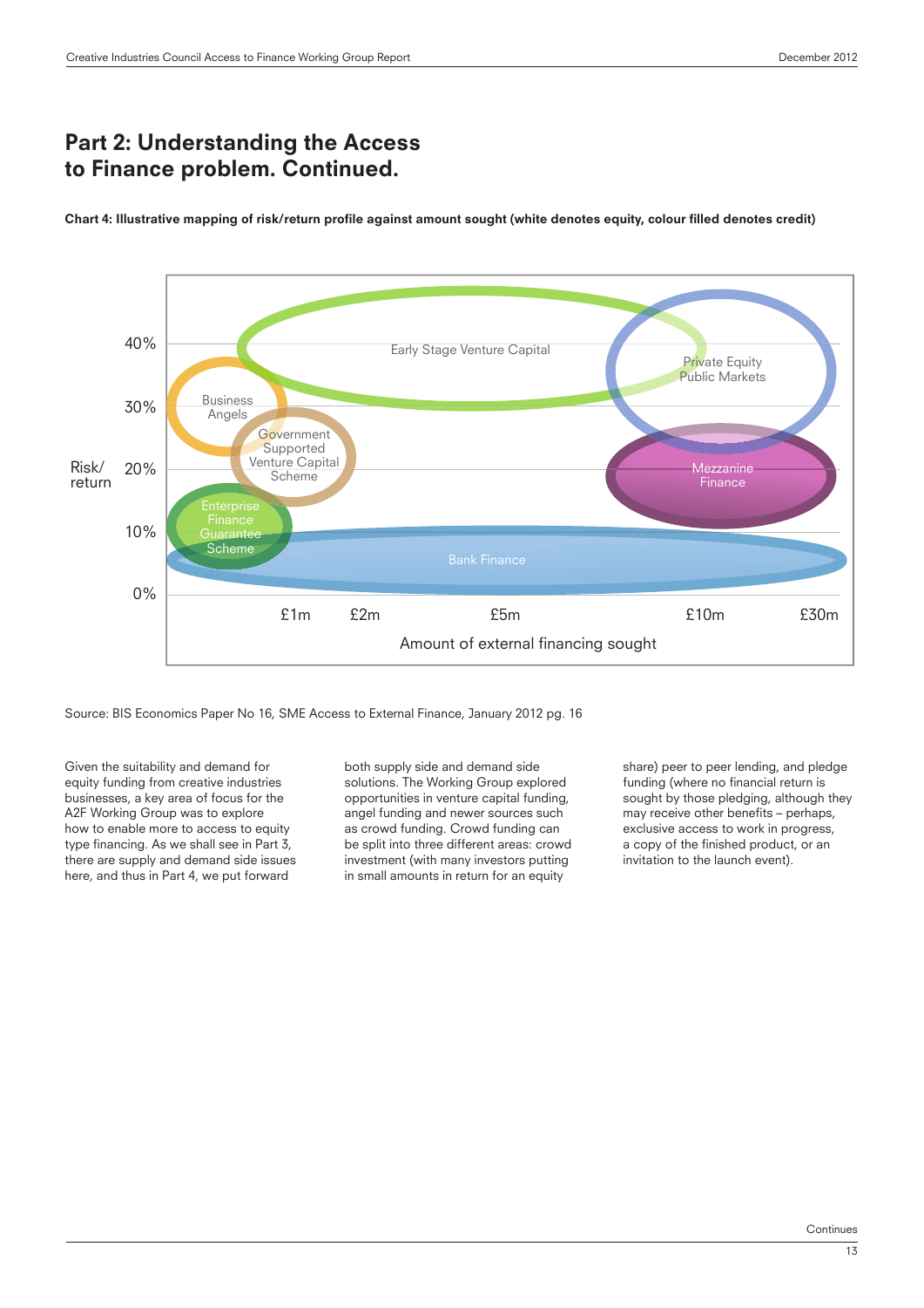## Part 2: Understanding the Access to Finance problem. Continued.

**Chart 4: Illustrative mapping of risk/return profile against amount sought (white denotes equity, colour filled denotes credit)**

Risk/return: 0%, 10%, 20%, 30%, 40%

Amount of external financing sought: £1m, £2m, £5m, £10m, £30m

Early Stage Venture Capital

Private Equity Public Markets

Business Angels

Government Supported Venture Capital Scheme

Mezzanine Finance

Enterprise Finance Guarantee Scheme

Bank Finance

Source: BIS Economics Paper No 16, SME Access to External Finance, January 2012 pg. 16

Given the suitability and demand for equity funding from creative industries businesses, a key area of focus for the A2F Working Group was to explore how to enable more to access to equity type financing. As we shall see in Part 3, there are supply and demand side issues here, and thus in Part 4, we put forward both supply side and demand side solutions. The Working Group explored opportunities in venture capital funding, angel funding and newer sources such as crowd funding. Crowd funding can be split into three different areas: crowd investment (with many investors putting in small amounts in return for an equity share) peer to peer lending, and pledge funding (where no financial return is sought by those pledging, although they may receive other benefits – perhaps, exclusive access to work in progress, a copy of the finished product, or an invitation to the launch event).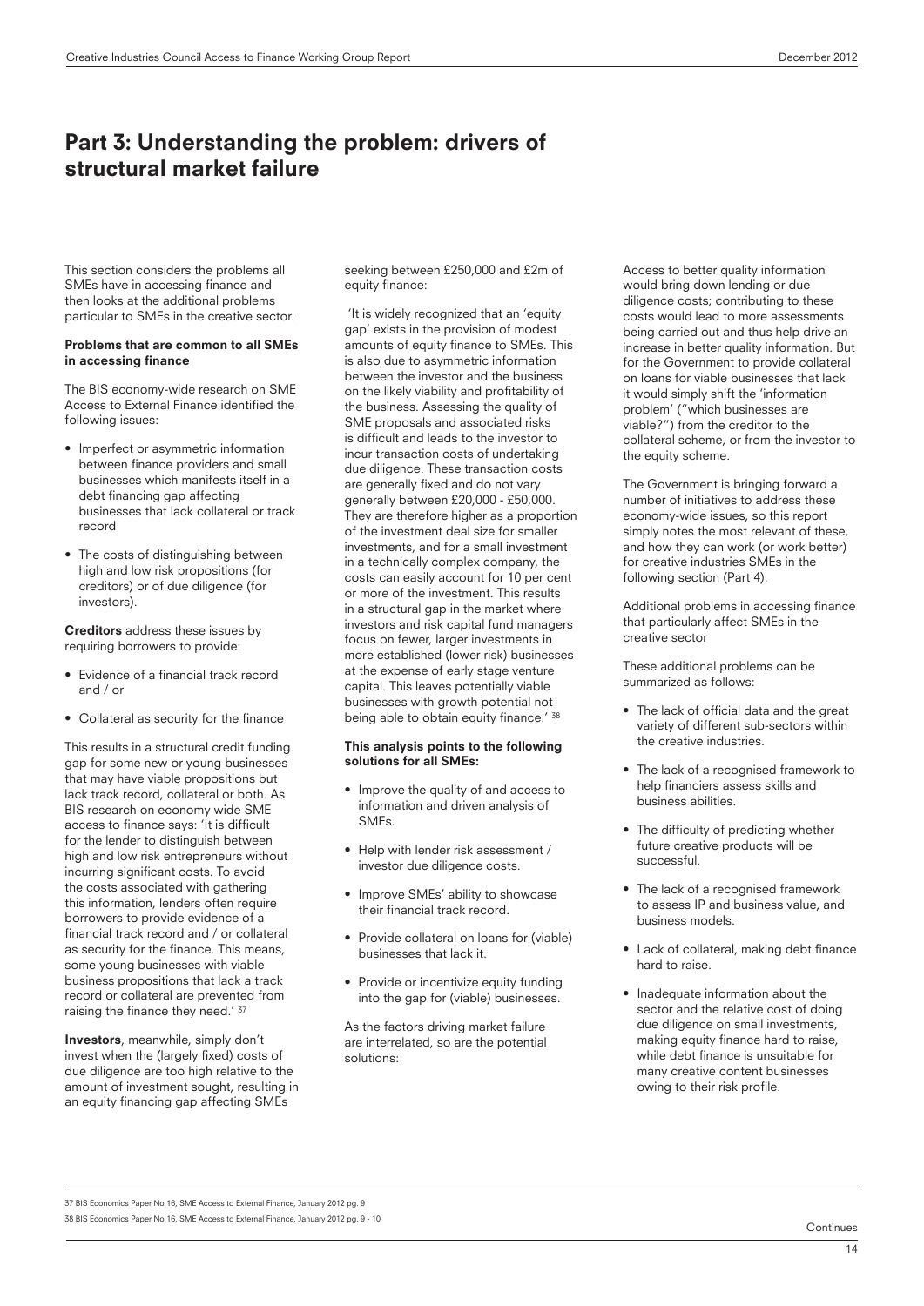# Part 3: Understanding the problem: drivers of structural market failure

This section considers the problems all SMEs have in accessing finance and then looks at the additional problems particular to SMEs in the creative sector.

**Problems that are common to all SMEs in accessing finance**

The BIS economy-wide research on SME Access to External Finance identified the following issues:

- Imperfect or asymmetric information between finance providers and small businesses which manifests itself in a debt financing gap affecting businesses that lack collateral or track record
- The costs of distinguishing between high and low risk propositions (for creditors) or of due diligence (for investors).

**Creditors** address these issues by requiring borrowers to provide:

- Evidence of a financial track record and / or
- Collateral as security for the finance

This results in a structural credit funding gap for some new or young businesses that may have viable propositions but lack track record, collateral or both. As BIS research on economy wide SME access to finance says: 'It is difficult for the lender to distinguish between high and low risk entrepreneurs without incurring significant costs. To avoid the costs associated with gathering this information, lenders often require borrowers to provide evidence of a financial track record and / or collateral as security for the finance. This means, some young businesses with viable business propositions that lack a track record or collateral are prevented from raising the finance they need.' [37]

**Investors**, meanwhile, simply don't invest when the (largely fixed) costs of due diligence are too high relative to the amount of investment sought, resulting in an equity financing gap affecting SMEs seeking between £250,000 and £2m of equity finance:

'It is widely recognized that an 'equity gap' exists in the provision of modest amounts of equity finance to SMEs. This is also due to asymmetric information between the investor and the business on the likely viability and profitability of the business. Assessing the quality of SME proposals and associated risks is difficult and leads to the investor to incur transaction costs of undertaking due diligence. These transaction costs are generally fixed and do not vary generally between £20,000 - £50,000. They are therefore higher as a proportion of the investment deal size for smaller investments, and for a small investment in a technically complex company, the costs can easily account for 10 per cent or more of the investment. This results in a structural gap in the market where investors and risk capital fund managers focus on fewer, larger investments in more established (lower risk) businesses at the expense of early stage venture capital. This leaves potentially viable businesses with growth potential not being able to obtain equity finance.' [38]

**This analysis points to the following solutions for all SMEs:**

- Improve the quality of and access to information and driven analysis of SMEs.
- Help with lender risk assessment / investor due diligence costs.
- Improve SMEs' ability to showcase their financial track record.
- Provide collateral on loans for (viable) businesses that lack it.
- Provide or incentivize equity funding into the gap for (viable) businesses.

As the factors driving market failure are interrelated, so are the potential solutions:

Access to better quality information would bring down lending or due diligence costs; contributing to these costs would lead to more assessments being carried out and thus help drive an increase in better quality information. But for the Government to provide collateral on loans for viable businesses that lack it would simply shift the 'information problem' ("which businesses are viable?") from the creditor to the collateral scheme, or from the investor to the equity scheme.

The Government is bringing forward a number of initiatives to address these economy-wide issues, so this report simply notes the most relevant of these, and how they can work (or work better) for creative industries SMEs in the following section (Part 4).

Additional problems in accessing finance that particularly affect SMEs in the creative sector

These additional problems can be summarized as follows:

- The lack of official data and the great variety of different sub-sectors within the creative industries.
- The lack of a recognised framework to help financiers assess skills and business abilities.
- The difficulty of predicting whether future creative products will be successful.
- The lack of a recognised framework to assess IP and business value, and business models.
- Lack of collateral, making debt finance hard to raise.
- Inadequate information about the sector and the relative cost of doing due diligence on small investments, making equity finance hard to raise, while debt finance is unsuitable for many creative content businesses owing to their risk profile.

37 BIS Economics Paper No 16, SME Access to External Finance, January 2012 pg. 9

38 BIS Economics Paper No 16, SME Access to External Finance, January 2012 pg. 9 - 10

Continues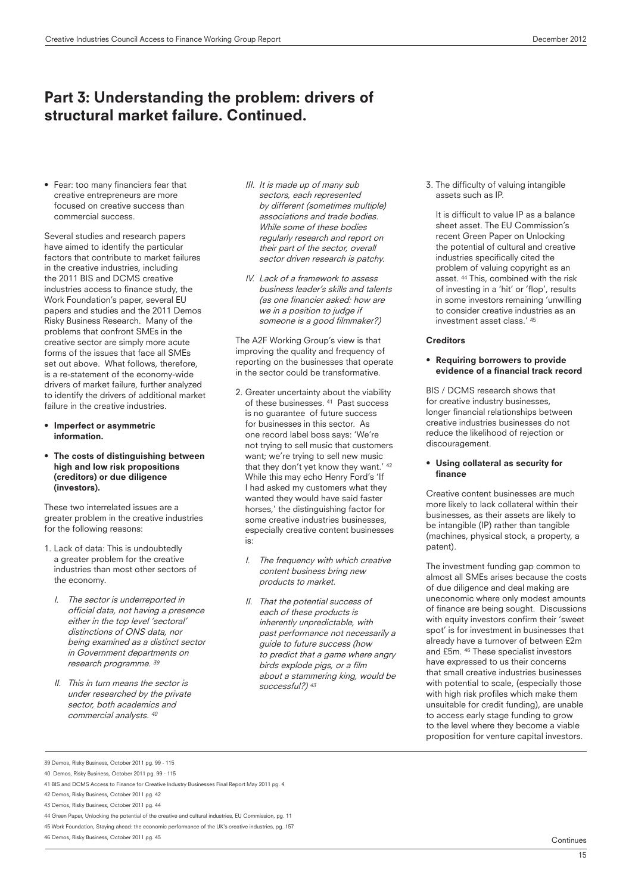## Part 3: Understanding the problem: drivers of structural market failure. Continued.

- Fear: too many financiers fear that creative entrepreneurs are more focused on creative success than commercial success.

Several studies and research papers have aimed to identify the particular factors that contribute to market failures in the creative industries, including the 2011 BIS and DCMS creative industries access to finance study, the Work Foundation's paper, several EU papers and studies and the 2011 Demos Risky Business Research. Many of the problems that confront SMEs in the creative sector are simply more acute forms of the issues that face all SMEs set out above. What follows, therefore, is a re-statement of the economy-wide drivers of market failure, further analyzed to identify the drivers of additional market failure in the creative industries.

- **Imperfect or asymmetric information.**
- **The costs of distinguishing between high and low risk propositions (creditors) or due diligence (investors).**

These two interrelated issues are a greater problem in the creative industries for the following reasons:

1. Lack of data: This is undoubtedly a greater problem for the creative industries than most other sectors of the economy.

   I. *The sector is underreported in official data, not having a presence either in the top level 'sectoral' distinctions of ONS data, nor being examined as a distinct sector in Government departments on research programme.* [39]

   II. *This in turn means the sector is under researched by the private sector, both academics and commercial analysts.* [40]

   III. *It is made up of many sub sectors, each represented by different (sometimes multiple) associations and trade bodies. While some of these bodies regularly research and report on their part of the sector, overall sector driven research is patchy.*

   IV. *Lack of a framework to assess business leader's skills and talents (as one financier asked: how are we in a position to judge if someone is a good filmmaker?)*

The A2F Working Group's view is that improving the quality and frequency of reporting on the businesses that operate in the sector could be transformative.

2. Greater uncertainty about the viability of these businesses. [41] Past success is no guarantee of future success for businesses in this sector. As one record label boss says: 'We're not trying to sell music that customers want; we're trying to sell new music that they don't yet know they want.' [42] While this may echo Henry Ford's 'If I had asked my customers what they wanted they would have said faster horses,' the distinguishing factor for some creative industries businesses, especially creative content businesses is:

   I. *The frequency with which creative content business bring new products to market.*

   II. *That the potential success of each of these products is inherently unpredictable, with past performance not necessarily a guide to future success (how to predict that a game where angry birds explode pigs, or a film about a stammering king, would be successful?)* [43]

3. The difficulty of valuing intangible assets such as IP.

   It is difficult to value IP as a balance sheet asset. The EU Commission's recent Green Paper on Unlocking the potential of cultural and creative industries specifically cited the problem of valuing copyright as an asset. [44] This, combined with the risk of investing in a 'hit' or 'flop', results in some investors remaining 'unwilling to consider creative industries as an investment asset class.' [45]

**Creditors**

- **Requiring borrowers to provide evidence of a financial track record**

BIS / DCMS research shows that for creative industry businesses, longer financial relationships between creative industries businesses do not reduce the likelihood of rejection or discouragement.

- **Using collateral as security for finance**

Creative content businesses are much more likely to lack collateral within their businesses, as their assets are likely to be intangible (IP) rather than tangible (machines, physical stock, a property, a patent).

The investment funding gap common to almost all SMEs arises because the costs of due diligence and deal making are uneconomic where only modest amounts of finance are being sought. Discussions with equity investors confirm their 'sweet spot' is for investment in businesses that already have a turnover of between £2m and £5m. [46] These specialist investors have expressed to us their concerns that small creative industries businesses with potential to scale, (especially those with high risk profiles which make them unsuitable for credit funding), are unable to access early stage funding to grow to the level where they become a viable proposition for venture capital investors.

---

39 Demos, Risky Business, October 2011 pg. 99 - 115

40 Demos, Risky Business, October 2011 pg. 99 - 115

41 BIS and DCMS Access to Finance for Creative Industry Businesses Final Report May 2011 pg. 4

42 Demos, Risky Business, October 2011 pg. 42

43 Demos, Risky Business, October 2011 pg. 44

44 Green Paper, Unlocking the potential of the creative and cultural industries, EU Commission, pg. 11

45 Work Foundation, Staying ahead: the economic performance of the UK's creative industries, pg. 157

46 Demos, Risky Business, October 2011 pg. 45

Continues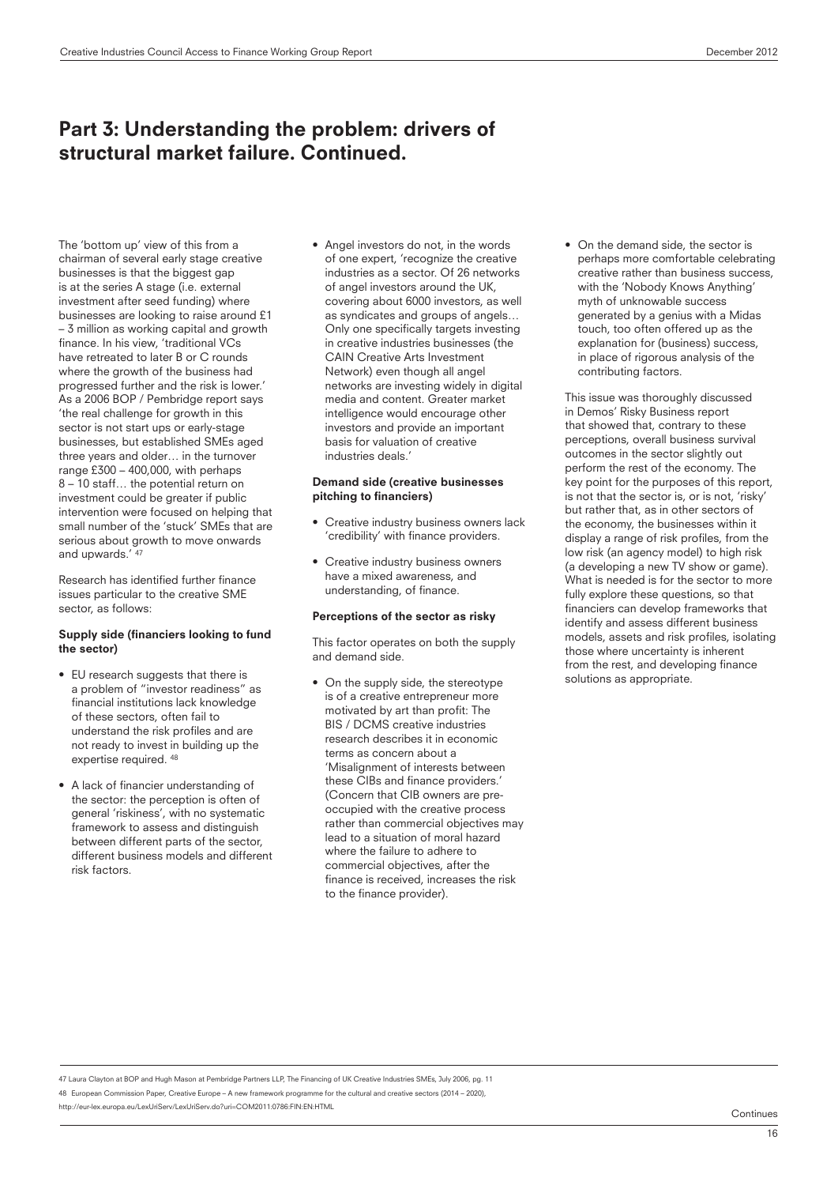## Part 3: Understanding the problem: drivers of structural market failure. Continued.

The 'bottom up' view of this from a chairman of several early stage creative businesses is that the biggest gap is at the series A stage (i.e. external investment after seed funding) where businesses are looking to raise around £1 – 3 million as working capital and growth finance. In his view, 'traditional VCs have retreated to later B or C rounds where the growth of the business had progressed further and the risk is lower.' As a 2006 BOP / Pembridge report says 'the real challenge for growth in this sector is not start ups or early-stage businesses, but established SMEs aged three years and older… in the turnover range £300 – 400,000, with perhaps 8 – 10 staff… the potential return on investment could be greater if public intervention were focused on helping that small number of the 'stuck' SMEs that are serious about growth to move onwards and upwards.' [47]

Research has identified further finance issues particular to the creative SME sector, as follows:

#### Supply side (financiers looking to fund the sector)

- EU research suggests that there is a problem of "investor readiness" as financial institutions lack knowledge of these sectors, often fail to understand the risk profiles and are not ready to invest in building up the expertise required. [48]
- A lack of financier understanding of the sector: the perception is often of general 'riskiness', with no systematic framework to assess and distinguish between different parts of the sector, different business models and different risk factors.
- Angel investors do not, in the words of one expert, 'recognize the creative industries as a sector. Of 26 networks of angel investors around the UK, covering about 6000 investors, as well as syndicates and groups of angels… Only one specifically targets investing in creative industries businesses (the CAIN Creative Arts Investment Network) even though all angel networks are investing widely in digital media and content. Greater market intelligence would encourage other investors and provide an important basis for valuation of creative industries deals.'

#### Demand side (creative businesses pitching to financiers)

- Creative industry business owners lack 'credibility' with finance providers.
- Creative industry business owners have a mixed awareness, and understanding, of finance.

#### Perceptions of the sector as risky

This factor operates on both the supply and demand side.

- On the supply side, the stereotype is of a creative entrepreneur more motivated by art than profit: The BIS / DCMS creative industries research describes it in economic terms as concern about a 'Misalignment of interests between these CIBs and finance providers.' (Concern that CIB owners are pre-occupied with the creative process rather than commercial objectives may lead to a situation of moral hazard where the failure to adhere to commercial objectives, after the finance is received, increases the risk to the finance provider).
- On the demand side, the sector is perhaps more comfortable celebrating creative rather than business success, with the 'Nobody Knows Anything' myth of unknowable success generated by a genius with a Midas touch, too often offered up as the explanation for (business) success, in place of rigorous analysis of the contributing factors.

This issue was thoroughly discussed in Demos' Risky Business report that showed that, contrary to these perceptions, overall business survival outcomes in the sector slightly out perform the rest of the economy. The key point for the purposes of this report, is not that the sector is, or is not, 'risky' but rather that, as in other sectors of the economy, the businesses within it display a range of risk profiles, from the low risk (an agency model) to high risk (a developing a new TV show or game). What is needed is for the sector to more fully explore these questions, so that financiers can develop frameworks that identify and assess different business models, assets and risk profiles, isolating those where uncertainty is inherent from the rest, and developing finance solutions as appropriate.

47 Laura Clayton at BOP and Hugh Mason at Pembridge Partners LLP, The Financing of UK Creative Industries SMEs, July 2006, pg. 11

48 European Commission Paper, Creative Europe – A new framework programme for the cultural and creative sectors (2014 – 2020), http://eur-lex.europa.eu/LexUriServ/LexUriServ.do?uri=COM2011:0786:FIN:EN:HTML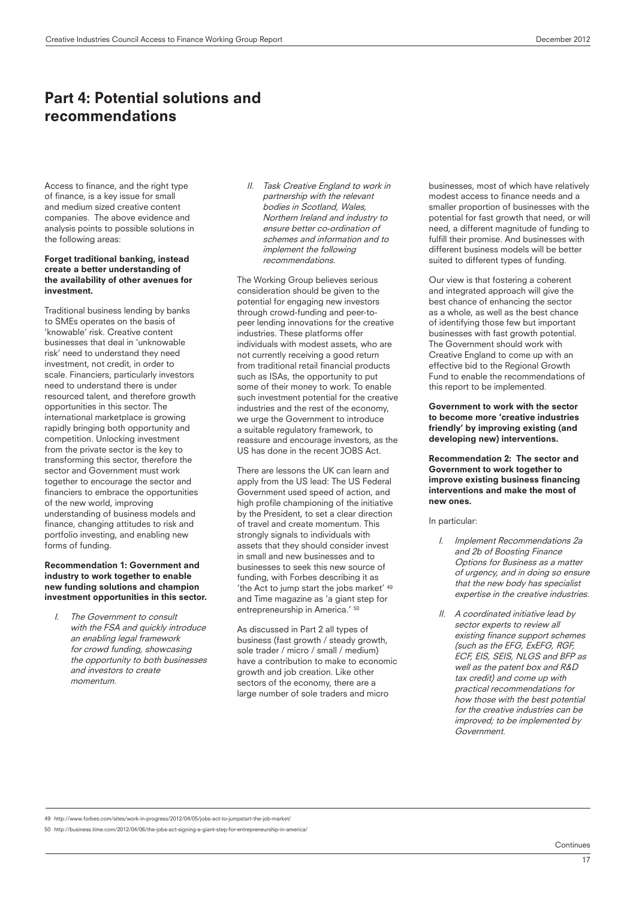## Part 4: Potential solutions and recommendations

Access to finance, and the right type of finance, is a key issue for small and medium sized creative content companies. The above evidence and analysis points to possible solutions in the following areas:

**Forget traditional banking, instead create a better understanding of the availability of other avenues for investment.**

Traditional business lending by banks to SMEs operates on the basis of 'knowable' risk. Creative content businesses that deal in 'unknowable risk' need to understand they need investment, not credit, in order to scale. Financiers, particularly investors need to understand there is under resourced talent, and therefore growth opportunities in this sector. The international marketplace is growing rapidly bringing both opportunity and competition. Unlocking investment from the private sector is the key to transforming this sector, therefore the sector and Government must work together to encourage the sector and financiers to embrace the opportunities of the new world, improving understanding of business models and finance, changing attitudes to risk and portfolio investing, and enabling new forms of funding.

**Recommendation 1: Government and industry to work together to enable new funding solutions and champion investment opportunities in this sector.**

I. *The Government to consult with the FSA and quickly introduce an enabling legal framework for crowd funding, showcasing the opportunity to both businesses and investors to create momentum.*

II. *Task Creative England to work in partnership with the relevant bodies in Scotland, Wales, Northern Ireland and industry to ensure better co-ordination of schemes and information and to implement the following recommendations.*

The Working Group believes serious consideration should be given to the potential for engaging new investors through crowd-funding and peer-to-peer lending innovations for the creative industries. These platforms offer individuals with modest assets, who are not currently receiving a good return from traditional retail financial products such as ISAs, the opportunity to put some of their money to work. To enable such investment potential for the creative industries and the rest of the economy, we urge the Government to introduce a suitable regulatory framework, to reassure and encourage investors, as the US has done in the recent JOBS Act.

There are lessons the UK can learn and apply from the US lead: The US Federal Government used speed of action, and high profile championing of the initiative by the President, to set a clear direction of travel and create momentum. This strongly signals to individuals with assets that they should consider invest in small and new businesses and to businesses to seek this new source of funding, with Forbes describing it as 'the Act to jump start the jobs market' [49] and Time magazine as 'a giant step for entrepreneurship in America.' [50]

As discussed in Part 2 all types of business (fast growth / steady growth, sole trader / micro / small / medium) have a contribution to make to economic growth and job creation. Like other sectors of the economy, there are a large number of sole traders and micro businesses, most of which have relatively modest access to finance needs and a smaller proportion of businesses with the potential for fast growth that need, or will need, a different magnitude of funding to fulfill their promise. And businesses with different business models will be better suited to different types of funding.

Our view is that fostering a coherent and integrated approach will give the best chance of enhancing the sector as a whole, as well as the best chance of identifying those few but important businesses with fast growth potential. The Government should work with Creative England to come up with an effective bid to the Regional Growth Fund to enable the recommendations of this report to be implemented.

**Government to work with the sector to become more 'creative industries friendly' by improving existing (and developing new) interventions.**

**Recommendation 2: The sector and Government to work together to improve existing business financing interventions and make the most of new ones.**

In particular:

I. *Implement Recommendations 2a and 2b of Boosting Finance Options for Business as a matter of urgency, and in doing so ensure that the new body has specialist expertise in the creative industries.*

II. *A coordinated initiative lead by sector experts to review all existing finance support schemes (such as the EFG, ExEFG, RGF, ECF, EIS, SEIS, NLGS and BFP as well as the patent box and R&D tax credit) and come up with practical recommendations for how those with the best potential for the creative industries can be improved; to be implemented by Government.*

49 http://www.forbes.com/sites/work-in-progress/2012/04/05/jobs-act-to-jumpstart-the-job-market/

50 http://business.time.com/2012/04/06/the-jobs-act-signing-a-giant-step-for-entrepreneurship-in-america/

Continues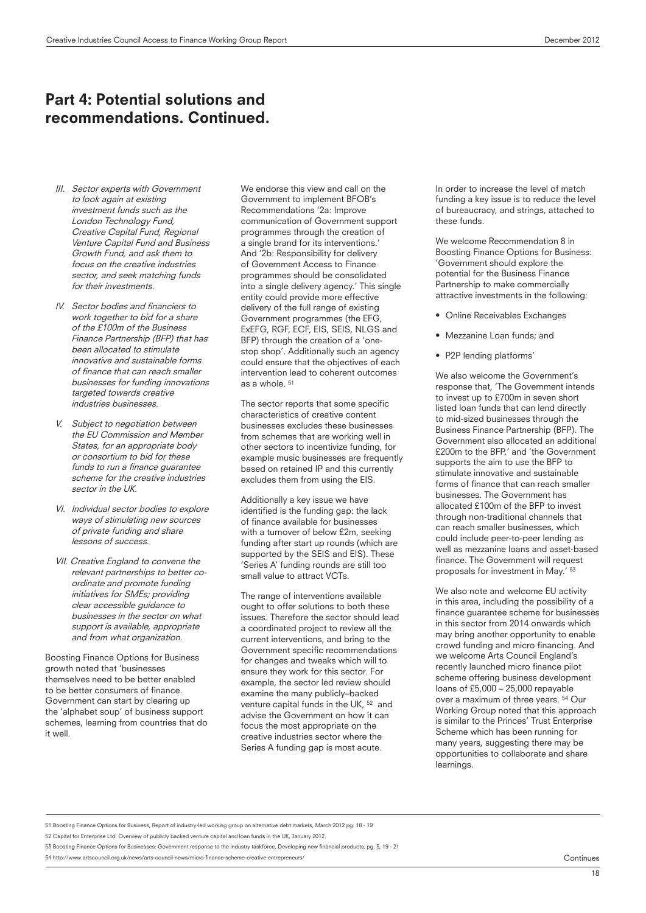## Part 4: Potential solutions and recommendations. Continued.

*III. Sector experts with Government to look again at existing investment funds such as the London Technology Fund, Creative Capital Fund, Regional Venture Capital Fund and Business Growth Fund, and ask them to focus on the creative industries sector, and seek matching funds for their investments.*

*IV. Sector bodies and financiers to work together to bid for a share of the £100m of the Business Finance Partnership (BFP) that has been allocated to stimulate innovative and sustainable forms of finance that can reach smaller businesses for funding innovations targeted towards creative industries businesses.*

*V. Subject to negotiation between the EU Commission and Member States, for an appropriate body or consortium to bid for these funds to run a finance guarantee scheme for the creative industries sector in the UK.*

*VI. Individual sector bodies to explore ways of stimulating new sources of private funding and share lessons of success.*

*VII. Creative England to convene the relevant partnerships to better co-ordinate and promote funding initiatives for SMEs; providing clear accessible guidance to businesses in the sector on what support is available, appropriate and from what organization.*

Boosting Finance Options for Business growth noted that 'businesses themselves need to be better enabled to be better consumers of finance. Government can start by clearing up the 'alphabet soup' of business support schemes, learning from countries that do it well.

We endorse this view and call on the Government to implement BFOB's Recommendations '2a: Improve communication of Government support programmes through the creation of a single brand for its interventions.' And '2b: Responsibility for delivery of Government Access to Finance programmes should be consolidated into a single delivery agency.' This single entity could provide more effective delivery of the full range of existing Government programmes (the EFG, ExEFG, RGF, ECF, EIS, SEIS, NLGS and BFP) through the creation of a 'one-stop shop'. Additionally such an agency could ensure that the objectives of each intervention lead to coherent outcomes as a whole. [51]

The sector reports that some specific characteristics of creative content businesses excludes these businesses from schemes that are working well in other sectors to incentivize funding, for example music businesses are frequently based on retained IP and this currently excludes them from using the EIS.

Additionally a key issue we have identified is the funding gap: the lack of finance available for businesses with a turnover of below £2m, seeking funding after start up rounds (which are supported by the SEIS and EIS). These 'Series A' funding rounds are still too small value to attract VCTs.

The range of interventions available ought to offer solutions to both these issues. Therefore the sector should lead a coordinated project to review all the current interventions, and bring to the Government specific recommendations for changes and tweaks which will to ensure they work for this sector. For example, the sector led review should examine the many publicly–backed venture capital funds in the UK, [52] and advise the Government on how it can focus the most appropriate on the creative industries sector where the Series A funding gap is most acute.

In order to increase the level of match funding a key issue is to reduce the level of bureaucracy, and strings, attached to these funds.

We welcome Recommendation 8 in Boosting Finance Options for Business: 'Government should explore the potential for the Business Finance Partnership to make commercially attractive investments in the following:

- Online Receivables Exchanges
- Mezzanine Loan funds; and
- P2P lending platforms'

We also welcome the Government's response that, 'The Government intends to invest up to £700m in seven short listed loan funds that can lend directly to mid-sized businesses through the Business Finance Partnership (BFP). The Government also allocated an additional £200m to the BFP.' and 'the Government supports the aim to use the BFP to stimulate innovative and sustainable forms of finance that can reach smaller businesses. The Government has allocated £100m of the BFP to invest through non-traditional channels that can reach smaller businesses, which could include peer-to-peer lending as well as mezzanine loans and asset-based finance. The Government will request proposals for investment in May.' [53]

We also note and welcome EU activity in this area, including the possibility of a finance guarantee scheme for businesses in this sector from 2014 onwards which may bring another opportunity to enable crowd funding and micro financing. And we welcome Arts Council England's recently launched micro finance pilot scheme offering business development loans of £5,000 – 25,000 repayable over a maximum of three years. [54] Our Working Group noted that this approach is similar to the Princes' Trust Enterprise Scheme which has been running for many years, suggesting there may be opportunities to collaborate and share learnings.

---

51 Boosting Finance Options for Business, Report of industry-led working group on alternative debt markets, March 2012 pg. 18 - 19

52 Capital for Enterprise Ltd: Overview of publicly backed venture capital and loan funds in the UK, January 2012.

53 Boosting Finance Options for Businesses: Government response to the industry taskforce, Developing new financial products, pg. 5, 19 - 21

54 http://www.artscouncil.org.uk/news/arts-council-news/micro-finance-scheme-creative-entrepreneurs/

Continues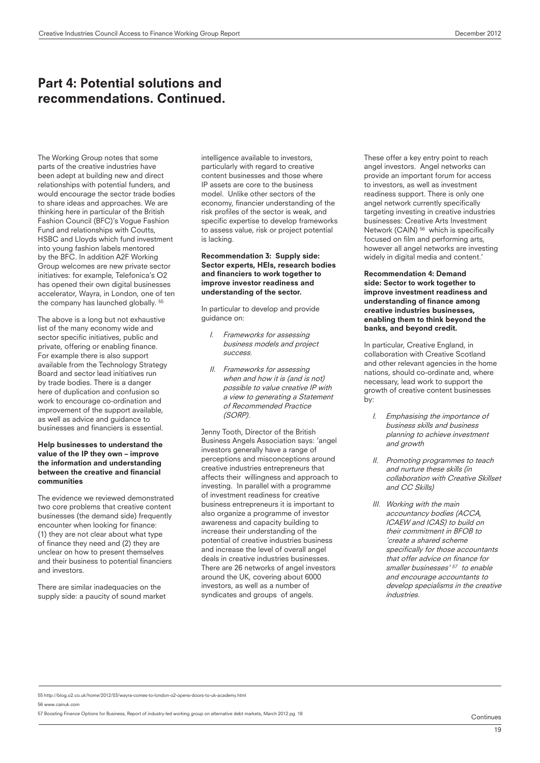## Part 4: Potential solutions and recommendations. Continued.

The Working Group notes that some parts of the creative industries have been adept at building new and direct relationships with potential funders, and would encourage the sector trade bodies to share ideas and approaches. We are thinking here in particular of the British Fashion Council (BFC)'s Vogue Fashion Fund and relationships with Coutts, HSBC and Lloyds which fund investment into young fashion labels mentored by the BFC. In addition A2F Working Group welcomes are new private sector initiatives: for example, Telefonica's O2 has opened their own digital businesses accelerator, Wayra, in London, one of ten the company has launched globally. [55]

The above is a long but not exhaustive list of the many economy wide and sector specific initiatives, public and private, offering or enabling finance. For example there is also support available from the Technology Strategy Board and sector lead initiatives run by trade bodies. There is a danger here of duplication and confusion so work to encourage co-ordination and improvement of the support available, as well as advice and guidance to businesses and financiers is essential.

**Help businesses to understand the value of the IP they own – improve the information and understanding between the creative and financial communities**

The evidence we reviewed demonstrated two core problems that creative content businesses (the demand side) frequently encounter when looking for finance: (1) they are not clear about what type of finance they need and (2) they are unclear on how to present themselves and their business to potential financiers and investors.

There are similar inadequacies on the supply side: a paucity of sound market intelligence available to investors, particularly with regard to creative content businesses and those where IP assets are core to the business model. Unlike other sectors of the economy, financier understanding of the risk profiles of the sector is weak, and specific expertise to develop frameworks to assess value, risk or project potential is lacking.

**Recommendation 3: Supply side: Sector experts, HEIs, research bodies and financiers to work together to improve investor readiness and understanding of the sector.**

In particular to develop and provide guidance on:

I. *Frameworks for assessing business models and project success.*

II. *Frameworks for assessing when and how it is (and is not) possible to value creative IP with a view to generating a Statement of Recommended Practice (SORP).*

Jenny Tooth, Director of the British Business Angels Association says: 'angel investors generally have a range of perceptions and misconceptions around creative industries entrepreneurs that affects their willingness and approach to investing. In parallel with a programme of investment readiness for creative business entrepreneurs it is important to also organize a programme of investor awareness and capacity building to increase their understanding of the potential of creative industries business and increase the level of overall angel deals in creative industries businesses. There are 26 networks of angel investors around the UK, covering about 6000 investors, as well as a number of syndicates and groups of angels.

These offer a key entry point to reach angel investors. Angel networks can provide an important forum for access to investors, as well as investment readiness support. There is only one angel network currently specifically targeting investing in creative industries businesses: Creative Arts Investment Network (CAIN) [56] which is specifically focused on film and performing arts, however all angel networks are investing widely in digital media and content.'

**Recommendation 4: Demand side: Sector to work together to improve investment readiness and understanding of finance among creative industries businesses, enabling them to think beyond the banks, and beyond credit.**

In particular, Creative England, in collaboration with Creative Scotland and other relevant agencies in the home nations, should co-ordinate and, where necessary, lead work to support the growth of creative content businesses by:

I. *Emphasising the importance of business skills and business planning to achieve investment and growth*

II. *Promoting programmes to teach and nurture these skills (in collaboration with Creative Skillset and CC Skills)*

III. *Working with the main accountancy bodies (ACCA, ICAEW and ICAS) to build on their commitment in BFOB to 'create a shared scheme specifically for those accountants that offer advice on finance for smaller businesses'* [57] *to enable and encourage accountants to develop specialisms in the creative industries.*

---

55 http://blog.o2.co.uk/home/2012/03/wayra-comes-to-london-o2-opens-doors-to-uk-academy.html

56 www.cainuk.com

57 Boosting Finance Options for Business, Report of industry-led working group on alternative debt markets, March 2012 pg. 18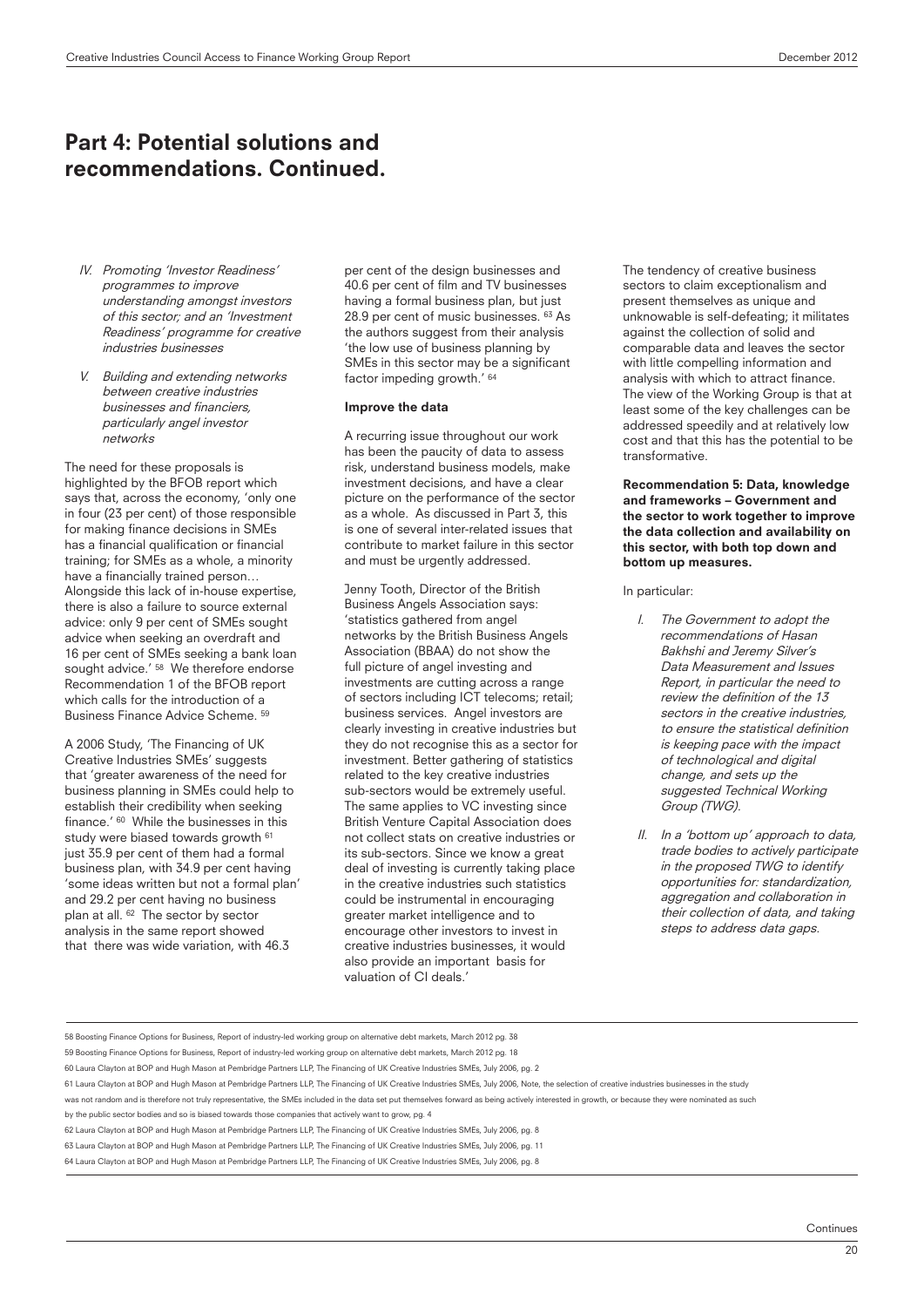## Part 4: Potential solutions and recommendations. Continued.

IV. *Promoting 'Investor Readiness' programmes to improve understanding amongst investors of this sector; and an 'Investment Readiness' programme for creative industries businesses*

V. *Building and extending networks between creative industries businesses and financiers, particularly angel investor networks*

The need for these proposals is highlighted by the BFOB report which says that, across the economy, 'only one in four (23 per cent) of those responsible for making finance decisions in SMEs has a financial qualification or financial training; for SMEs as a whole, a minority have a financially trained person… Alongside this lack of in-house expertise, there is also a failure to source external advice: only 9 per cent of SMEs sought advice when seeking an overdraft and 16 per cent of SMEs seeking a bank loan sought advice.' [58] We therefore endorse Recommendation 1 of the BFOB report which calls for the introduction of a Business Finance Advice Scheme. [59]

A 2006 Study, 'The Financing of UK Creative Industries SMEs' suggests that 'greater awareness of the need for business planning in SMEs could help to establish their credibility when seeking finance.' [60] While the businesses in this study were biased towards growth [61] just 35.9 per cent of them had a formal business plan, with 34.9 per cent having 'some ideas written but not a formal plan' and 29.2 per cent having no business plan at all. [62] The sector by sector analysis in the same report showed that there was wide variation, with 46.3 per cent of the design businesses and 40.6 per cent of film and TV businesses having a formal business plan, but just 28.9 per cent of music businesses. [63] As the authors suggest from their analysis 'the low use of business planning by SMEs in this sector may be a significant factor impeding growth.' [64]

### Improve the data

A recurring issue throughout our work has been the paucity of data to assess risk, understand business models, make investment decisions, and have a clear picture on the performance of the sector as a whole. As discussed in Part 3, this is one of several inter-related issues that contribute to market failure in this sector and must be urgently addressed.

Jenny Tooth, Director of the British Business Angels Association says: 'statistics gathered from angel networks by the British Business Angels Association (BBAA) do not show the full picture of angel investing and investments are cutting across a range of sectors including ICT telecoms; retail; business services. Angel investors are clearly investing in creative industries but they do not recognise this as a sector for investment. Better gathering of statistics related to the key creative industries sub-sectors would be extremely useful. The same applies to VC investing since British Venture Capital Association does not collect stats on creative industries or its sub-sectors. Since we know a great deal of investing is currently taking place in the creative industries such statistics could be instrumental in encouraging greater market intelligence and to encourage other investors to invest in creative industries businesses, it would also provide an important basis for valuation of CI deals.'

The tendency of creative business sectors to claim exceptionalism and present themselves as unique and unknowable is self-defeating; it militates against the collection of solid and comparable data and leaves the sector with little compelling information and analysis with which to attract finance. The view of the Working Group is that at least some of the key challenges can be addressed speedily and at relatively low cost and that this has the potential to be transformative.

**Recommendation 5: Data, knowledge and frameworks – Government and the sector to work together to improve the data collection and availability on this sector, with both top down and bottom up measures.**

In particular:

I. *The Government to adopt the recommendations of Hasan Bakhshi and Jeremy Silver's Data Measurement and Issues Report, in particular the need to review the definition of the 13 sectors in the creative industries, to ensure the statistical definition is keeping pace with the impact of technological and digital change, and sets up the suggested Technical Working Group (TWG).*

II. *In a 'bottom up' approach to data, trade bodies to actively participate in the proposed TWG to identify opportunities for: standardization, aggregation and collaboration in their collection of data, and taking steps to address data gaps.*

---

58 Boosting Finance Options for Business, Report of industry-led working group on alternative debt markets, March 2012 pg. 38

59 Boosting Finance Options for Business, Report of industry-led working group on alternative debt markets, March 2012 pg. 18

60 Laura Clayton at BOP and Hugh Mason at Pembridge Partners LLP, The Financing of UK Creative Industries SMEs, July 2006, pg. 2

61 Laura Clayton at BOP and Hugh Mason at Pembridge Partners LLP, The Financing of UK Creative Industries SMEs, July 2006, Note, the selection of creative industries businesses in the study was not random and is therefore not truly representative, the SMEs included in the data set put themselves forward as being actively interested in growth, or because they were nominated as such by the public sector bodies and so is biased towards those companies that actively want to grow, pg. 4

62 Laura Clayton at BOP and Hugh Mason at Pembridge Partners LLP, The Financing of UK Creative Industries SMEs, July 2006, pg. 8

63 Laura Clayton at BOP and Hugh Mason at Pembridge Partners LLP, The Financing of UK Creative Industries SMEs, July 2006, pg. 11

64 Laura Clayton at BOP and Hugh Mason at Pembridge Partners LLP, The Financing of UK Creative Industries SMEs, July 2006, pg. 8

Continues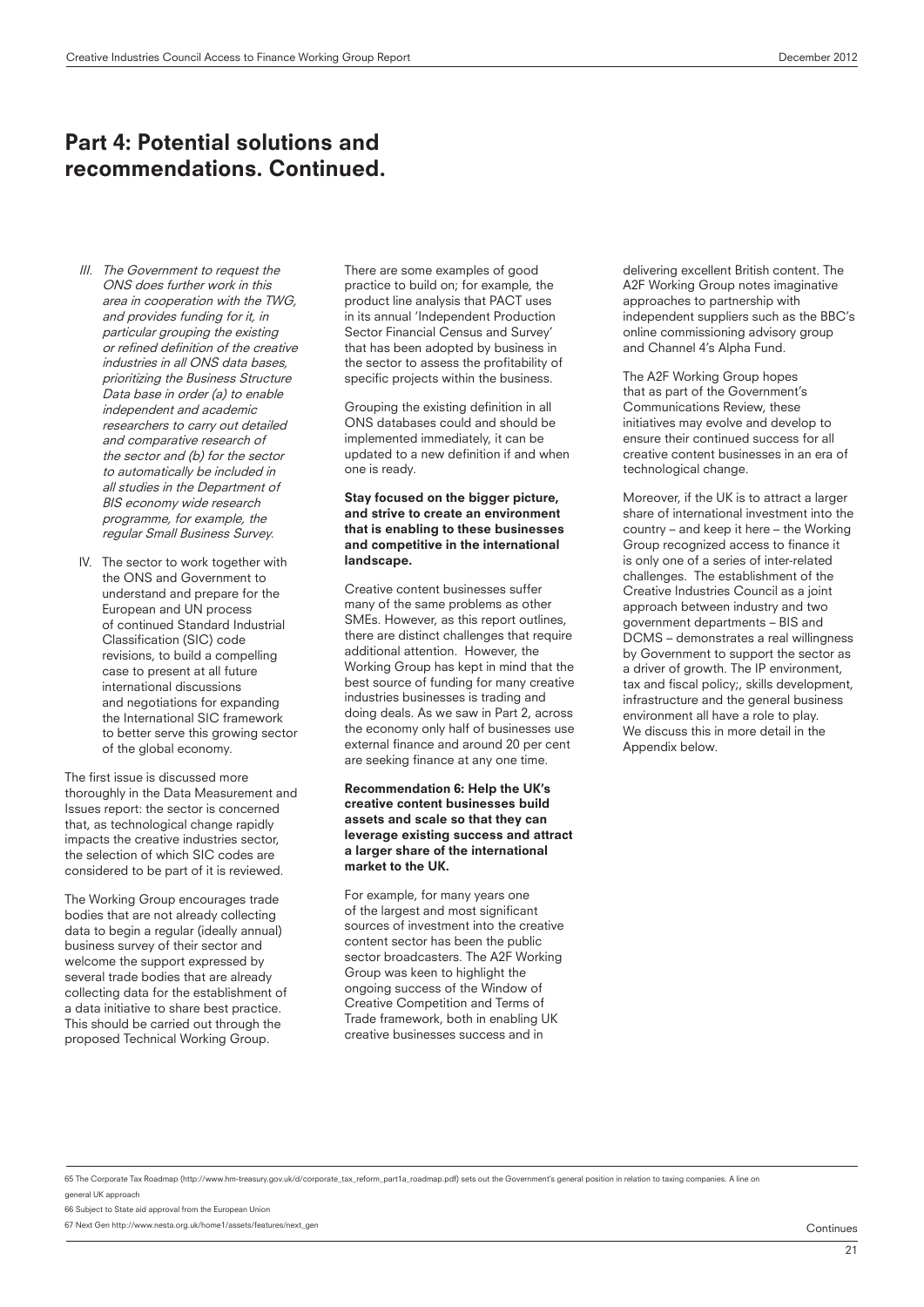## Part 4: Potential solutions and recommendations. Continued.

III. *The Government to request the ONS does further work in this area in cooperation with the TWG, and provides funding for it, in particular grouping the existing or refined definition of the creative industries in all ONS data bases, prioritizing the Business Structure Data base in order (a) to enable independent and academic researchers to carry out detailed and comparative research of the sector and (b) for the sector to automatically be included in all studies in the Department of BIS economy wide research programme, for example, the regular Small Business Survey.*

IV. The sector to work together with the ONS and Government to understand and prepare for the European and UN process of continued Standard Industrial Classification (SIC) code revisions, to build a compelling case to present at all future international discussions and negotiations for expanding the International SIC framework to better serve this growing sector of the global economy.

The first issue is discussed more thoroughly in the Data Measurement and Issues report: the sector is concerned that, as technological change rapidly impacts the creative industries sector, the selection of which SIC codes are considered to be part of it is reviewed.

The Working Group encourages trade bodies that are not already collecting data to begin a regular (ideally annual) business survey of their sector and welcome the support expressed by several trade bodies that are already collecting data for the establishment of a data initiative to share best practice. This should be carried out through the proposed Technical Working Group.

There are some examples of good practice to build on; for example, the product line analysis that PACT uses in its annual 'Independent Production Sector Financial Census and Survey' that has been adopted by business in the sector to assess the profitability of specific projects within the business.

Grouping the existing definition in all ONS databases could and should be implemented immediately, it can be updated to a new definition if and when one is ready.

**Stay focused on the bigger picture, and strive to create an environment that is enabling to these businesses and competitive in the international landscape.**

Creative content businesses suffer many of the same problems as other SMEs. However, as this report outlines, there are distinct challenges that require additional attention. However, the Working Group has kept in mind that the best source of funding for many creative industries businesses is trading and doing deals. As we saw in Part 2, across the economy only half of businesses use external finance and around 20 per cent are seeking finance at any one time.

**Recommendation 6: Help the UK's creative content businesses build assets and scale so that they can leverage existing success and attract a larger share of the international market to the UK.**

For example, for many years one of the largest and most significant sources of investment into the creative content sector has been the public sector broadcasters. The A2F Working Group was keen to highlight the ongoing success of the Window of Creative Competition and Terms of Trade framework, both in enabling UK creative businesses success and in delivering excellent British content. The A2F Working Group notes imaginative approaches to partnership with independent suppliers such as the BBC's online commissioning advisory group and Channel 4's Alpha Fund.

The A2F Working Group hopes that as part of the Government's Communications Review, these initiatives may evolve and develop to ensure their continued success for all creative content businesses in an era of technological change.

Moreover, if the UK is to attract a larger share of international investment into the country – and keep it here – the Working Group recognized access to finance it is only one of a series of inter-related challenges. The establishment of the Creative Industries Council as a joint approach between industry and two government departments – BIS and DCMS – demonstrates a real willingness by Government to support the sector as a driver of growth. The IP environment, tax and fiscal policy;, skills development, infrastructure and the general business environment all have a role to play. We discuss this in more detail in the Appendix below.

---

65 The Corporate Tax Roadmap (http://www.hm-treasury.gov.uk/d/corporate_tax_reform_part1a_roadmap.pdf) sets out the Government's general position in relation to taxing companies. A line on general UK approach

66 Subject to State aid approval from the European Union

67 Next Gen http://www.nesta.org.uk/home1/assets/features/next_gen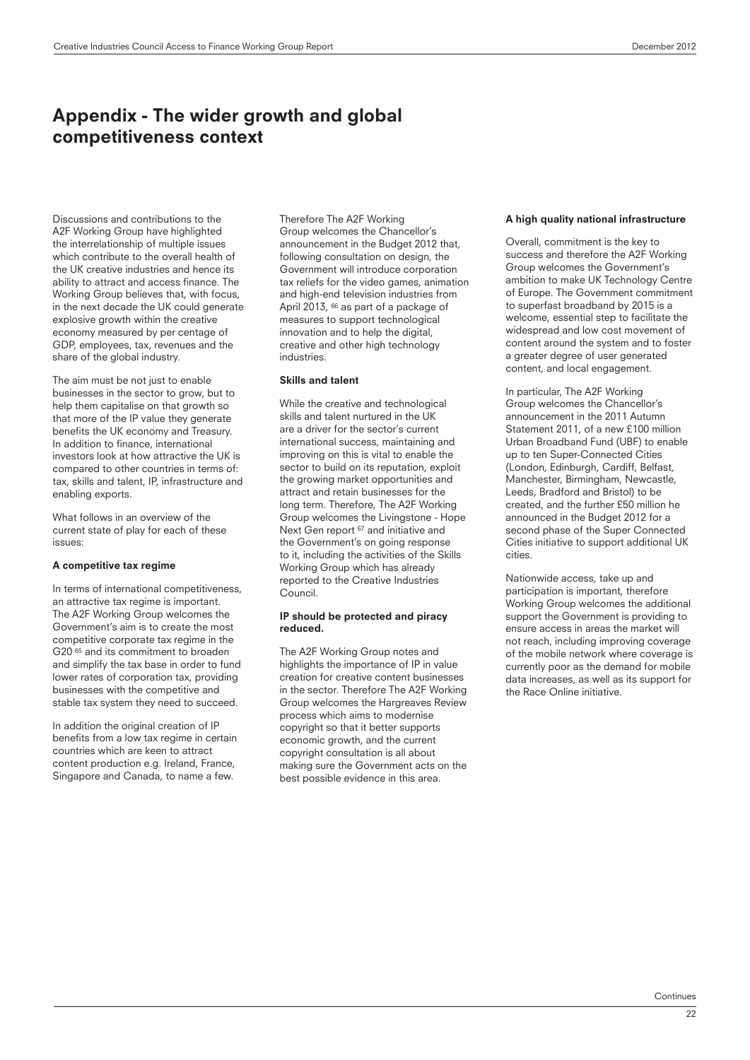# Appendix - The wider growth and global competitiveness context

Discussions and contributions to the A2F Working Group have highlighted the interrelationship of multiple issues which contribute to the overall health of the UK creative industries and hence its ability to attract and access finance. The Working Group believes that, with focus, in the next decade the UK could generate explosive growth within the creative economy measured by per centage of GDP, employees, tax, revenues and the share of the global industry.

The aim must be not just to enable businesses in the sector to grow, but to help them capitalise on that growth so that more of the IP value they generate benefits the UK economy and Treasury. In addition to finance, international investors look at how attractive the UK is compared to other countries in terms of: tax, skills and talent, IP, infrastructure and enabling exports.

What follows in an overview of the current state of play for each of these issues:

**A competitive tax regime**

In terms of international competitiveness, an attractive tax regime is important. The A2F Working Group welcomes the Government's aim is to create the most competitive corporate tax regime in the G20 [65] and its commitment to broaden and simplify the tax base in order to fund lower rates of corporation tax, providing businesses with the competitive and stable tax system they need to succeed.

In addition the original creation of IP benefits from a low tax regime in certain countries which are keen to attract content production e.g. Ireland, France, Singapore and Canada, to name a few.

Therefore The A2F Working Group welcomes the Chancellor's announcement in the Budget 2012 that, following consultation on design, the Government will introduce corporation tax reliefs for the video games, animation and high-end television industries from April 2013, [66] as part of a package of measures to support technological innovation and to help the digital, creative and other high technology industries.

**Skills and talent**

While the creative and technological skills and talent nurtured in the UK are a driver for the sector's current international success, maintaining and improving on this is vital to enable the sector to build on its reputation, exploit the growing market opportunities and attract and retain businesses for the long term. Therefore, The A2F Working Group welcomes the Livingstone - Hope Next Gen report [67] and initiative and the Government's on going response to it, including the activities of the Skills Working Group which has already reported to the Creative Industries Council.

**IP should be protected and piracy reduced.**

The A2F Working Group notes and highlights the importance of IP in value creation for creative content businesses in the sector. Therefore The A2F Working Group welcomes the Hargreaves Review process which aims to modernise copyright so that it better supports economic growth, and the current copyright consultation is all about making sure the Government acts on the best possible evidence in this area.

**A high quality national infrastructure**

Overall, commitment is the key to success and therefore the A2F Working Group welcomes the Government's ambition to make UK Technology Centre of Europe. The Government commitment to superfast broadband by 2015 is a welcome, essential step to facilitate the widespread and low cost movement of content around the system and to foster a greater degree of user generated content, and local engagement.

In particular, The A2F Working Group welcomes the Chancellor's announcement in the 2011 Autumn Statement 2011, of a new £100 million Urban Broadband Fund (UBF) to enable up to ten Super-Connected Cities (London, Edinburgh, Cardiff, Belfast, Manchester, Birmingham, Newcastle, Leeds, Bradford and Bristol) to be created, and the further £50 million he announced in the Budget 2012 for a second phase of the Super Connected Cities initiative to support additional UK cities.

Nationwide access, take up and participation is important, therefore Working Group welcomes the additional support the Government is providing to ensure access in areas the market will not reach, including improving coverage of the mobile network where coverage is currently poor as the demand for mobile data increases, as well as its support for the Race Online initiative.

Continues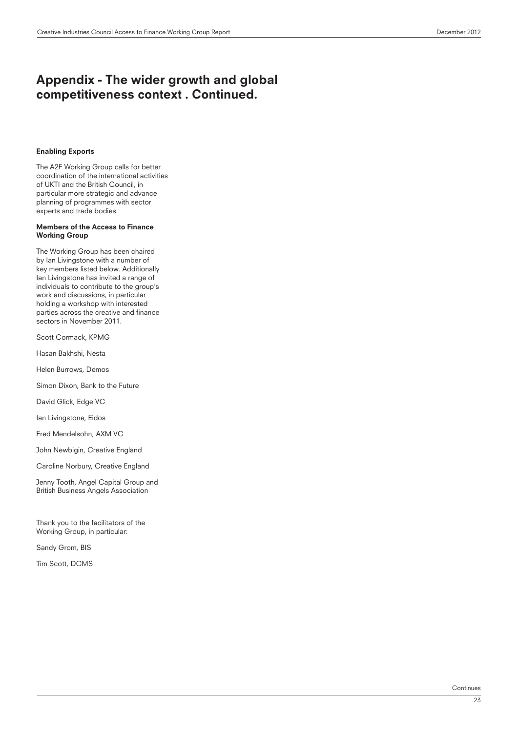# Appendix - The wider growth and global competitiveness context . Continued.

**Enabling Exports**

The A2F Working Group calls for better coordination of the international activities of UKTI and the British Council, in particular more strategic and advance planning of programmes with sector experts and trade bodies.

**Members of the Access to Finance Working Group**

The Working Group has been chaired by Ian Livingstone with a number of key members listed below. Additionally Ian Livingstone has invited a range of individuals to contribute to the group's work and discussions, in particular holding a workshop with interested parties across the creative and finance sectors in November 2011.

Scott Cormack, KPMG

Hasan Bakhshi, Nesta

Helen Burrows, Demos

Simon Dixon, Bank to the Future

David Glick, Edge VC

Ian Livingstone, Eidos

Fred Mendelsohn, AXM VC

John Newbigin, Creative England

Caroline Norbury, Creative England

Jenny Tooth, Angel Capital Group and British Business Angels Association

Thank you to the facilitators of the Working Group, in particular:

Sandy Grom, BIS

Tim Scott, DCMS